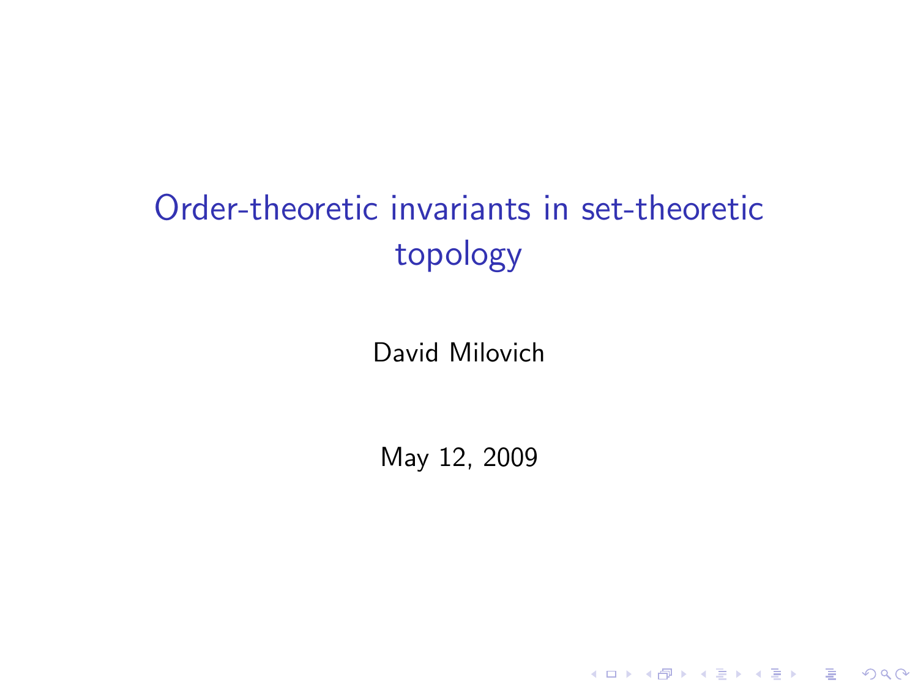# Order-theoretic invariants in set-theoretic topology

David Milovich

May 12, 2009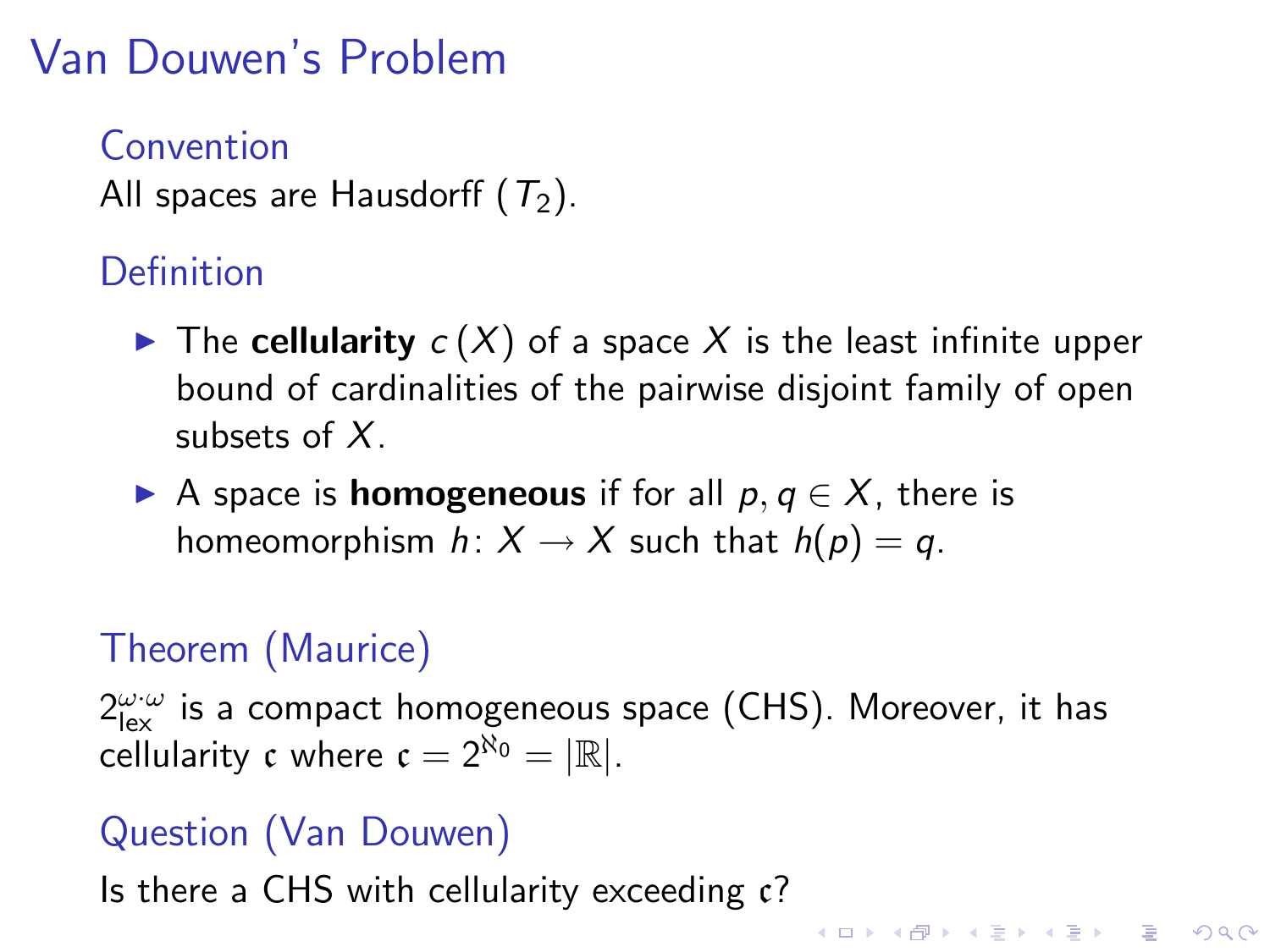# Van Douwen's Problem

### Convention

All spaces are Hausdorff ($T_2$).

### Definition

- The **cellularity** $c(X)$ of a space $X$ is the least infinite upper bound of cardinalities of the pairwise disjoint family of open subsets of $X$.
- A space is **homogeneous** if for all $p, q \in X$, there is homeomorphism $h\colon X \to X$ such that $h(p) = q$.

### Theorem (Maurice)

$2^{\omega\cdot\omega}_{\mathrm{lex}}$ is a compact homogeneous space (CHS). Moreover, it has cellularity $\mathfrak{c}$ where $\mathfrak{c} = 2^{\aleph_0} = |\mathbb{R}|$.

### Question (Van Douwen)

Is there a CHS with cellularity exceeding $\mathfrak{c}$?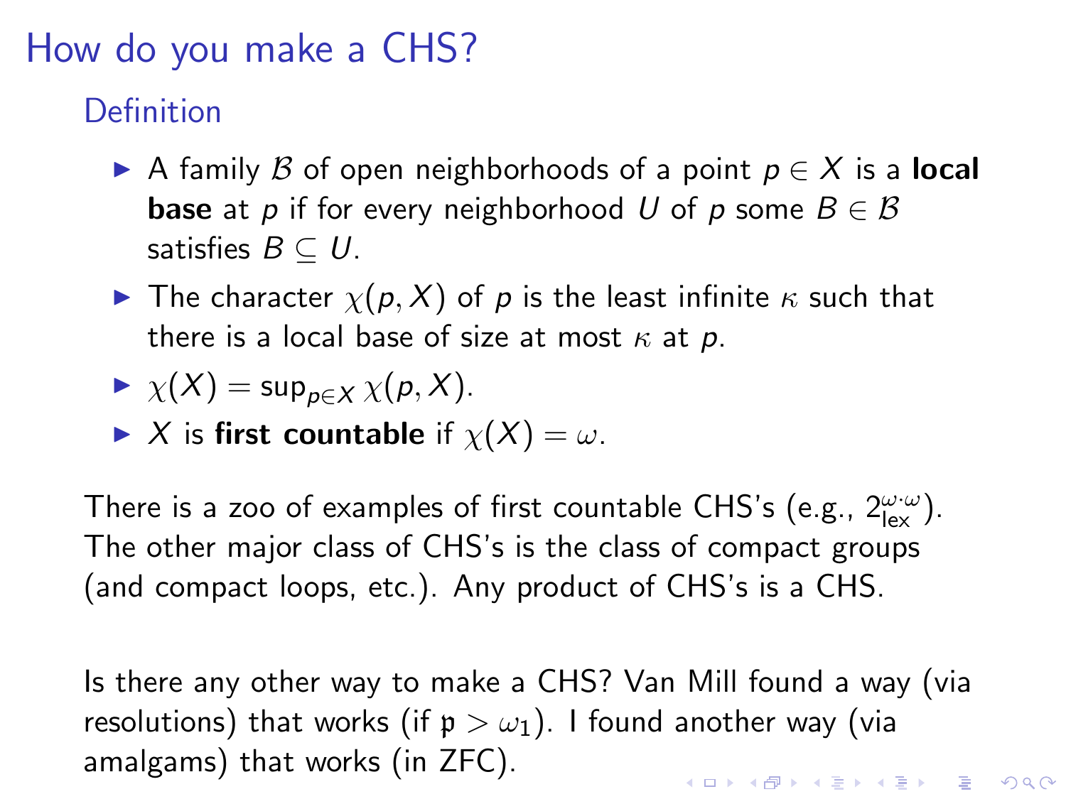# How do you make a CHS?

## Definition

- A family $\mathcal{B}$ of open neighborhoods of a point $p \in X$ is a **local base** at $p$ if for every neighborhood $U$ of $p$ some $B \in \mathcal{B}$ satisfies $B \subseteq U$.
- The character $\chi(p, X)$ of $p$ is the least infinite $\kappa$ such that there is a local base of size at most $\kappa$ at $p$.
- $\chi(X) = \sup_{p \in X} \chi(p, X)$.
- $X$ is **first countable** if $\chi(X) = \omega$.

There is a zoo of examples of first countable CHS's (e.g., $2^{\omega \cdot \omega}_{\text{lex}}$). The other major class of CHS's is the class of compact groups (and compact loops, etc.). Any product of CHS's is a CHS.

Is there any other way to make a CHS? Van Mill found a way (via resolutions) that works (if $\mathfrak{p} > \omega_1$). I found another way (via amalgams) that works (in ZFC).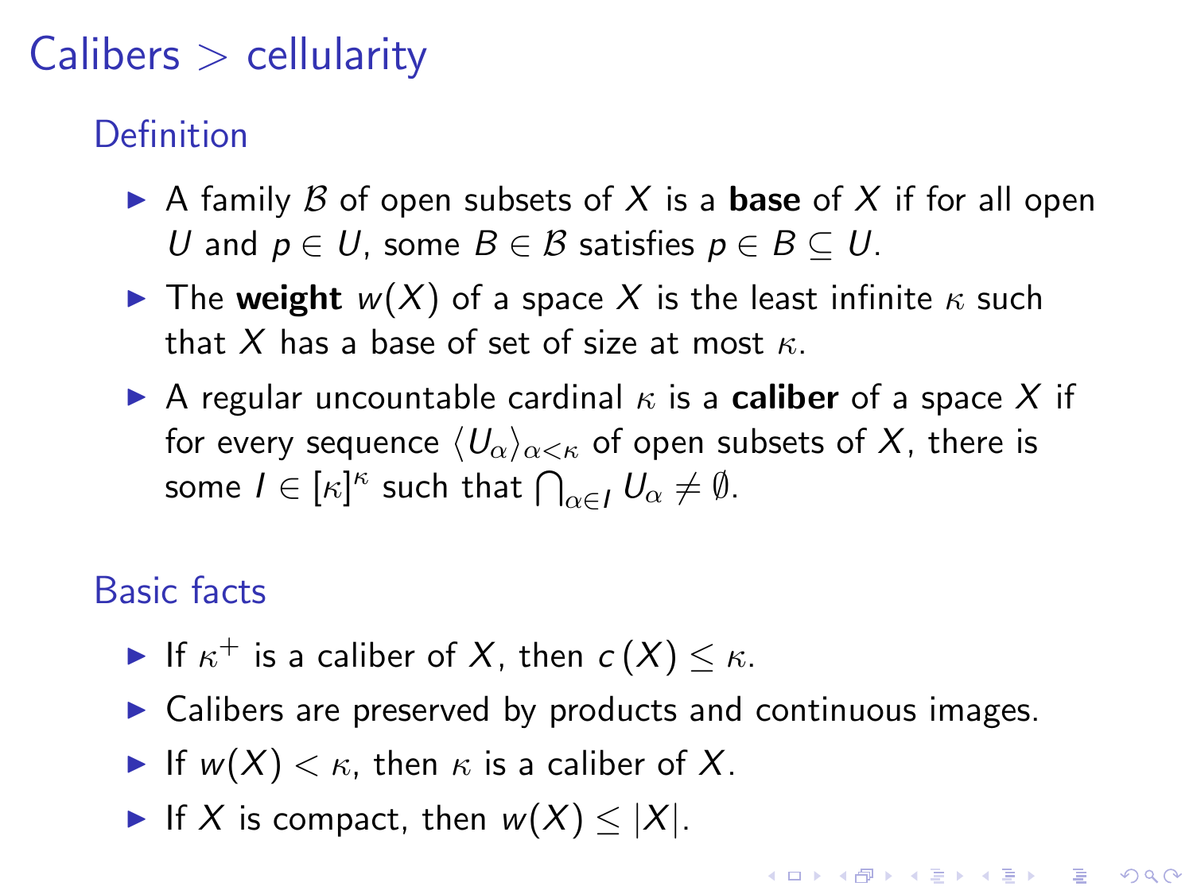# Calibers > cellularity

## Definition

- A family $\mathcal{B}$ of open subsets of $X$ is a **base** of $X$ if for all open $U$ and $p \in U$, some $B \in \mathcal{B}$ satisfies $p \in B \subseteq U$.
- The **weight** $w(X)$ of a space $X$ is the least infinite $\kappa$ such that $X$ has a base of set of size at most $\kappa$.
- A regular uncountable cardinal $\kappa$ is a **caliber** of a space $X$ if for every sequence $\langle U_\alpha \rangle_{\alpha<\kappa}$ of open subsets of $X$, there is some $I \in [\kappa]^\kappa$ such that $\bigcap_{\alpha \in I} U_\alpha \neq \emptyset$.

## Basic facts

- If $\kappa^+$ is a caliber of $X$, then $c(X) \leq \kappa$.
- Calibers are preserved by products and continuous images.
- If $w(X) < \kappa$, then $\kappa$ is a caliber of $X$.
- If $X$ is compact, then $w(X) \leq |X|$.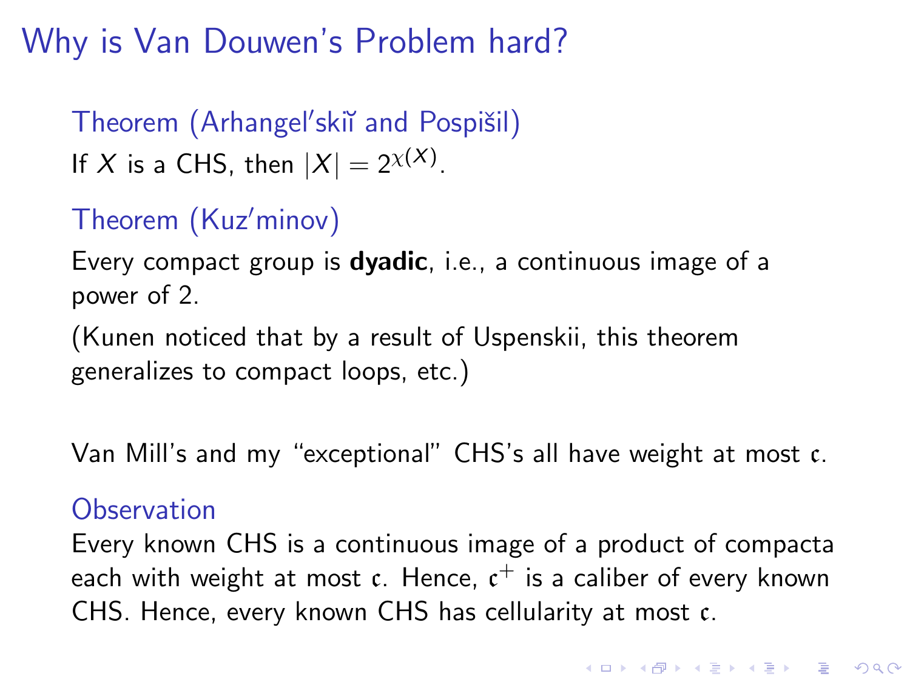# Why is Van Douwen's Problem hard?

**Theorem (Arhangel′skiĭ and Pospišil)**

If $X$ is a CHS, then $|X| = 2^{\chi(X)}$.

**Theorem (Kuz′minov)**

Every compact group is **dyadic**, i.e., a continuous image of a power of 2.

(Kunen noticed that by a result of Uspenskii, this theorem generalizes to compact loops, etc.)

Van Mill's and my "exceptional" CHS's all have weight at most $\mathfrak{c}$.

**Observation**

Every known CHS is a continuous image of a product of compacta each with weight at most $\mathfrak{c}$. Hence, $\mathfrak{c}^+$ is a caliber of every known CHS. Hence, every known CHS has cellularity at most $\mathfrak{c}$.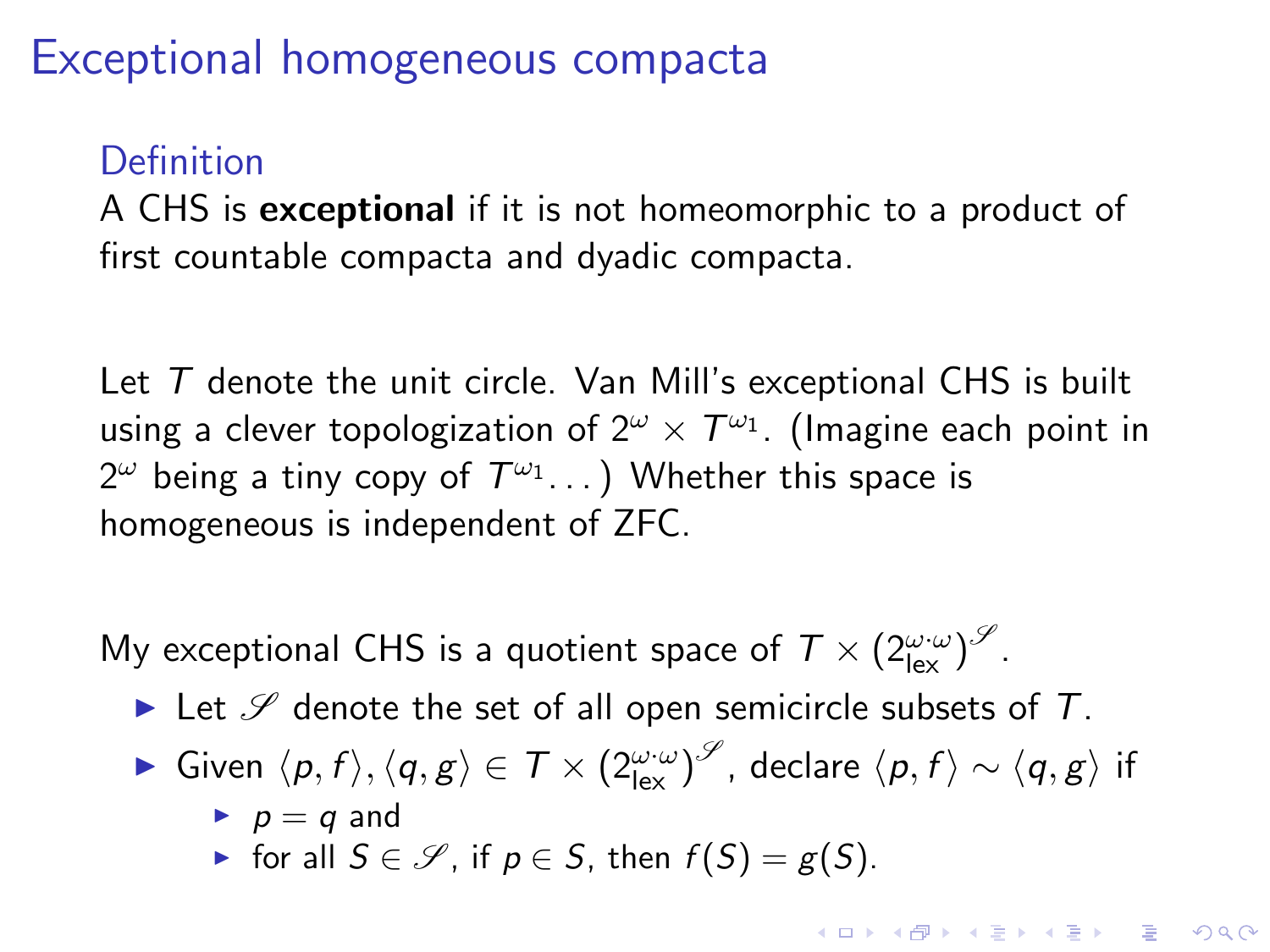# Exceptional homogeneous compacta

### Definition

A CHS is **exceptional** if it is not homeomorphic to a product of first countable compacta and dyadic compacta.

Let $T$ denote the unit circle. Van Mill's exceptional CHS is built using a clever topologization of $2^\omega \times T^{\omega_1}$. (Imagine each point in $2^\omega$ being a tiny copy of $T^{\omega_1}\ldots$) Whether this space is homogeneous is independent of ZFC.

My exceptional CHS is a quotient space of $T \times (2^{\omega\cdot\omega}_{\mathrm{lex}})^{\mathscr{S}}$.

- Let $\mathscr{S}$ denote the set of all open semicircle subsets of $T$.
- Given $\langle p, f\rangle, \langle q, g\rangle \in T \times (2^{\omega\cdot\omega}_{\mathrm{lex}})^{\mathscr{S}}$, declare $\langle p, f\rangle \sim \langle q, g\rangle$ if
  - $p = q$ and
  - for all $S \in \mathscr{S}$, if $p \in S$, then $f(S) = g(S)$.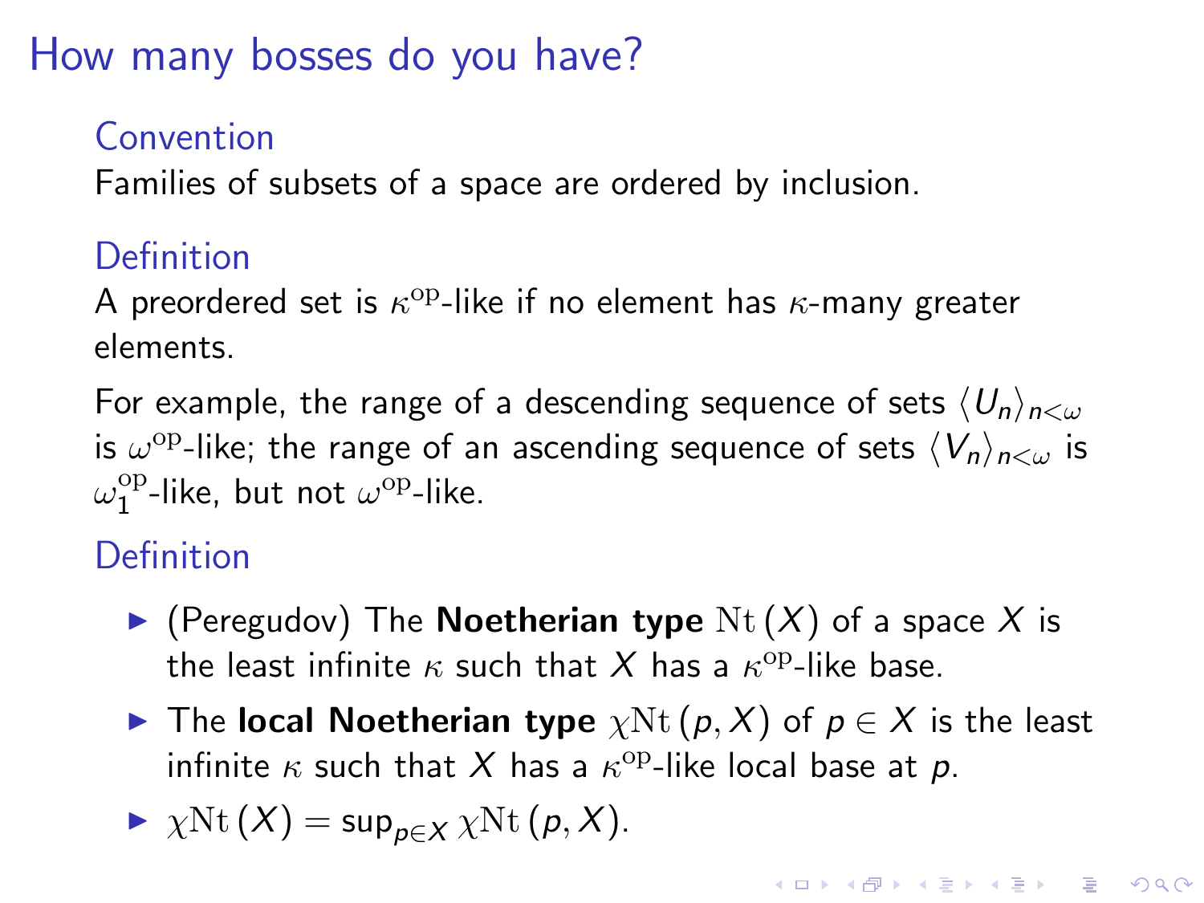# How many bosses do you have?

### Convention

Families of subsets of a space are ordered by inclusion.

### Definition

A preordered set is $\kappa^{\mathrm{op}}$-like if no element has $\kappa$-many greater elements.

For example, the range of a descending sequence of sets $\langle U_n \rangle_{n<\omega}$ is $\omega^{\mathrm{op}}$-like; the range of an ascending sequence of sets $\langle V_n \rangle_{n<\omega}$ is $\omega_1^{\mathrm{op}}$-like, but not $\omega^{\mathrm{op}}$-like.

### Definition

- (Peregudov) The **Noetherian type** $\mathrm{Nt}(X)$ of a space $X$ is the least infinite $\kappa$ such that $X$ has a $\kappa^{\mathrm{op}}$-like base.
- The **local Noetherian type** $\chi\mathrm{Nt}(p, X)$ of $p \in X$ is the least infinite $\kappa$ such that $X$ has a $\kappa^{\mathrm{op}}$-like local base at $p$.
- $\chi\mathrm{Nt}(X) = \sup_{p \in X} \chi\mathrm{Nt}(p, X)$.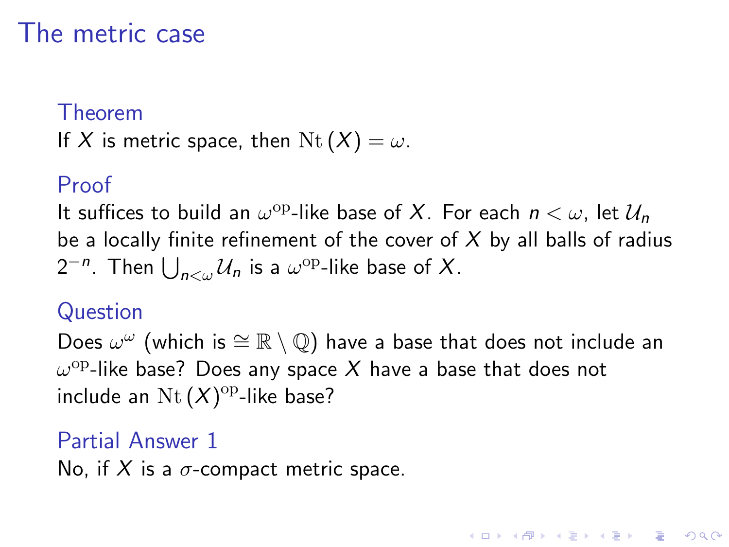# The metric case

**Theorem**

If $X$ is metric space, then $\mathrm{Nt}(X) = \omega$.

**Proof**

It suffices to build an $\omega^{\mathrm{op}}$-like base of $X$. For each $n < \omega$, let $\mathcal{U}_n$ be a locally finite refinement of the cover of $X$ by all balls of radius $2^{-n}$. Then $\bigcup_{n<\omega} \mathcal{U}_n$ is a $\omega^{\mathrm{op}}$-like base of $X$.

**Question**

Does $\omega^\omega$ (which is $\cong \mathbb{R} \setminus \mathbb{Q}$) have a base that does not include an $\omega^{\mathrm{op}}$-like base? Does any space $X$ have a base that does not include an $\mathrm{Nt}(X)^{\mathrm{op}}$-like base?

**Partial Answer 1**

No, if $X$ is a $\sigma$-compact metric space.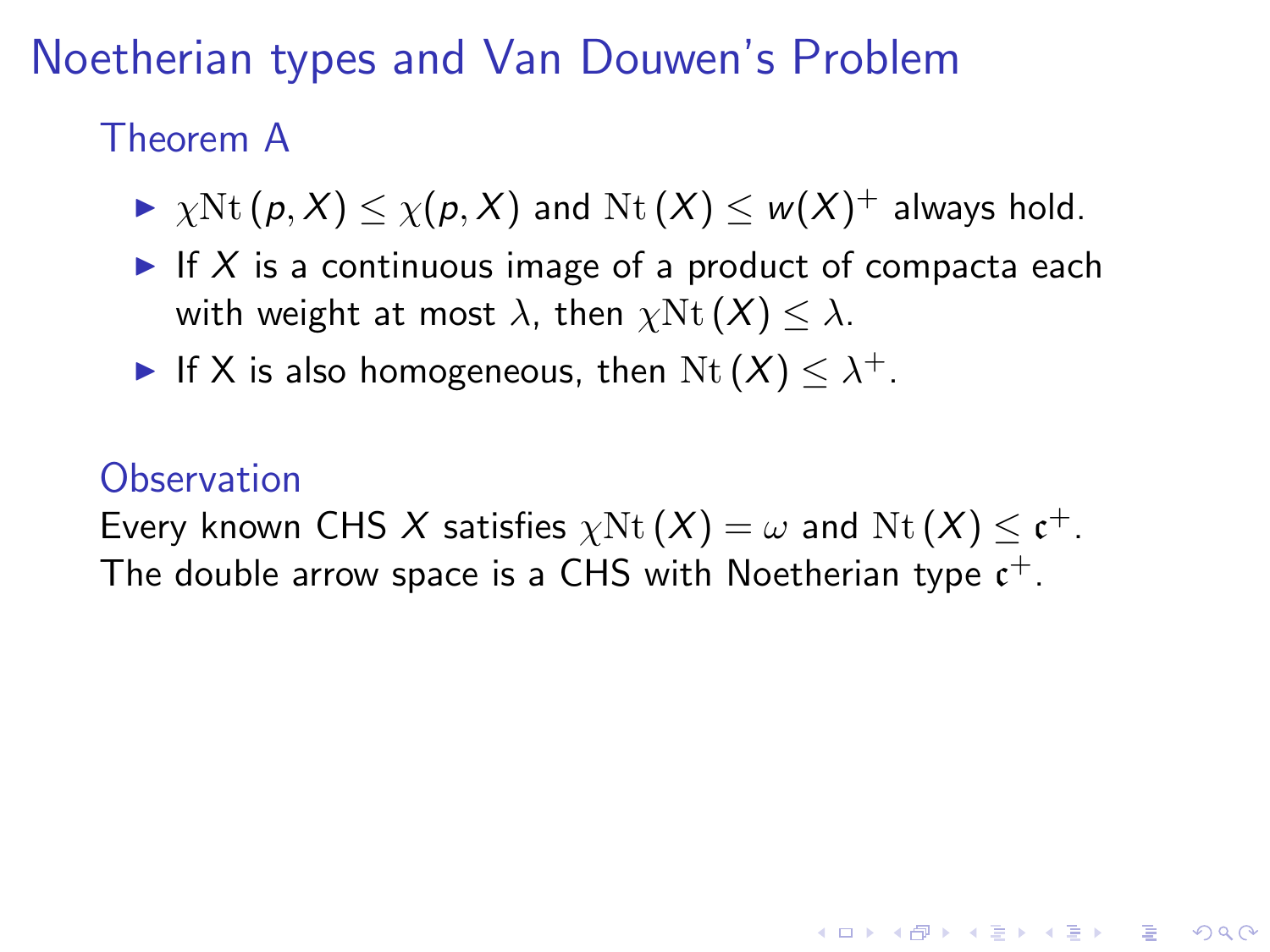# Noetherian types and Van Douwen's Problem

## Theorem A

- $\chi\mathrm{Nt}(p, X) \leq \chi(p, X)$ and $\mathrm{Nt}(X) \leq w(X)^+$ always hold.
- If $X$ is a continuous image of a product of compacta each with weight at most $\lambda$, then $\chi\mathrm{Nt}(X) \leq \lambda$.
- If X is also homogeneous, then $\mathrm{Nt}(X) \leq \lambda^+$.

## Observation

Every known CHS $X$ satisfies $\chi\mathrm{Nt}(X) = \omega$ and $\mathrm{Nt}(X) \leq \mathfrak{c}^+$. The double arrow space is a CHS with Noetherian type $\mathfrak{c}^+$.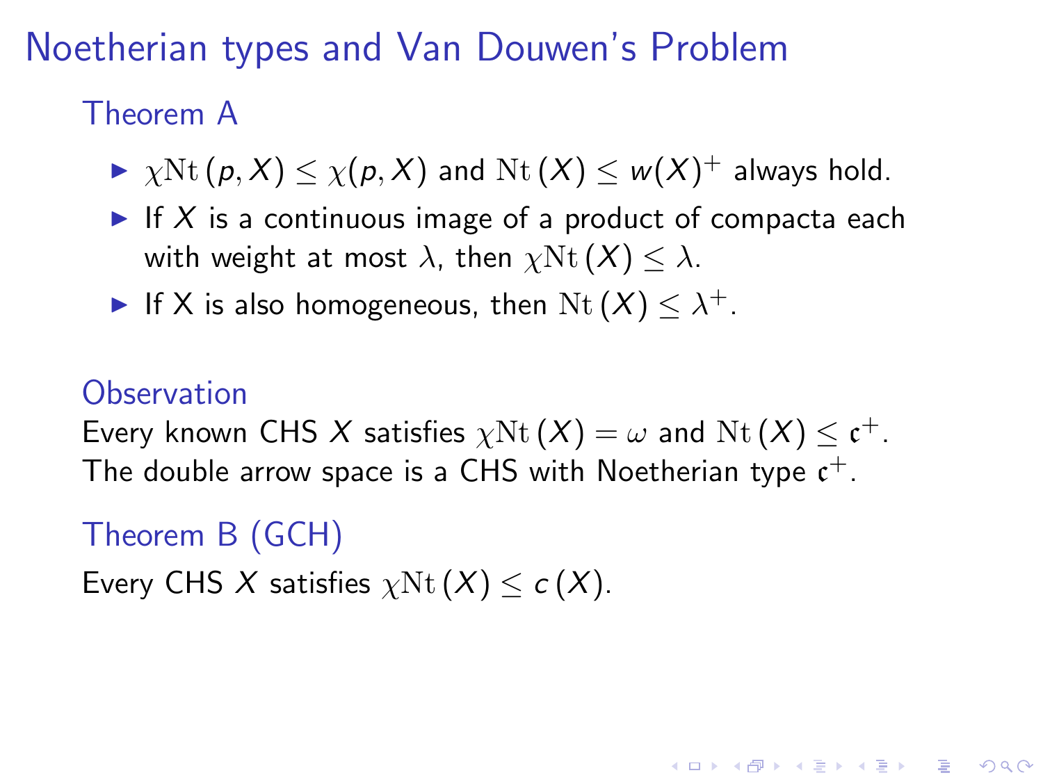# Noetherian types and Van Douwen's Problem

### Theorem A

- $\chi\mathrm{Nt}\,(p, X) \leq \chi(p, X)$ and $\mathrm{Nt}\,(X) \leq w(X)^+$ always hold.
- If $X$ is a continuous image of a product of compacta each with weight at most $\lambda$, then $\chi\mathrm{Nt}\,(X) \leq \lambda$.
- If X is also homogeneous, then $\mathrm{Nt}\,(X) \leq \lambda^+$.

### Observation

Every known CHS $X$ satisfies $\chi\mathrm{Nt}\,(X) = \omega$ and $\mathrm{Nt}\,(X) \leq \mathfrak{c}^+$. The double arrow space is a CHS with Noetherian type $\mathfrak{c}^+$.

### Theorem B (GCH)

Every CHS $X$ satisfies $\chi\mathrm{Nt}\,(X) \leq c\,(X)$.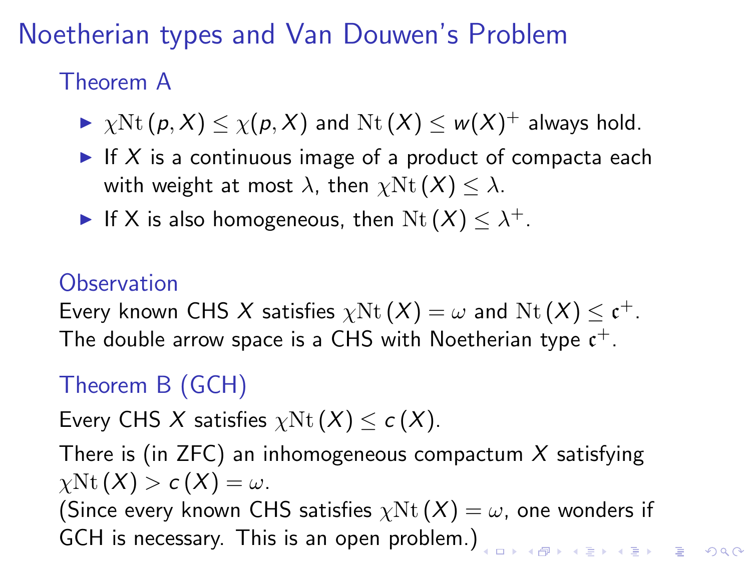# Noetherian types and Van Douwen's Problem

## Theorem A

- $\chi\mathrm{Nt}\,(p, X) \leq \chi(p, X)$ and $\mathrm{Nt}\,(X) \leq w(X)^+$ always hold.
- If $X$ is a continuous image of a product of compacta each with weight at most $\lambda$, then $\chi\mathrm{Nt}\,(X) \leq \lambda$.
- If X is also homogeneous, then $\mathrm{Nt}\,(X) \leq \lambda^+$.

## Observation

Every known CHS $X$ satisfies $\chi\mathrm{Nt}\,(X) = \omega$ and $\mathrm{Nt}\,(X) \leq \mathfrak{c}^+$.
The double arrow space is a CHS with Noetherian type $\mathfrak{c}^+$.

## Theorem B (GCH)

Every CHS $X$ satisfies $\chi\mathrm{Nt}\,(X) \leq c\,(X)$.

There is (in ZFC) an inhomogeneous compactum $X$ satisfying $\chi\mathrm{Nt}\,(X) > c\,(X) = \omega$.
(Since every known CHS satisfies $\chi\mathrm{Nt}\,(X) = \omega$, one wonders if GCH is necessary. This is an open problem.)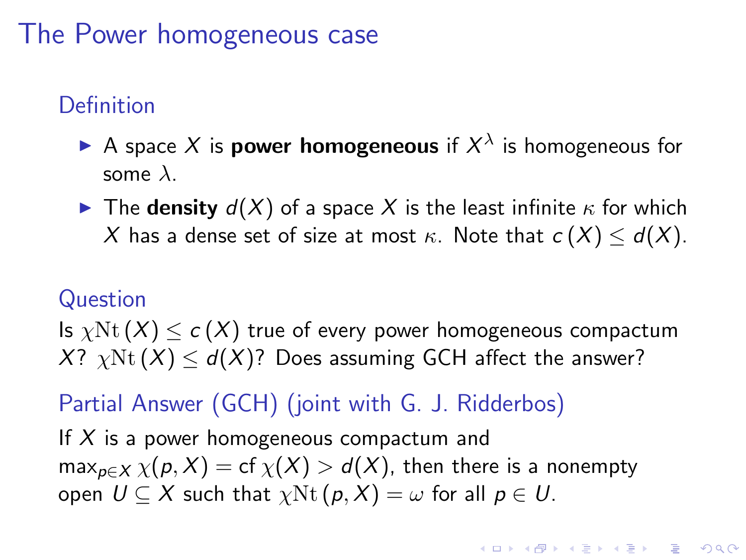# The Power homogeneous case

## Definition

- A space $X$ is **power homogeneous** if $X^{\lambda}$ is homogeneous for some $\lambda$.
- The **density** $d(X)$ of a space $X$ is the least infinite $\kappa$ for which $X$ has a dense set of size at most $\kappa$. Note that $c(X) \leq d(X)$.

## Question

Is $\chi\mathrm{Nt}(X) \leq c(X)$ true of every power homogeneous compactum $X$? $\chi\mathrm{Nt}(X) \leq d(X)$? Does assuming GCH affect the answer?

## Partial Answer (GCH) (joint with G. J. Ridderbos)

If $X$ is a power homogeneous compactum and $\max_{p \in X} \chi(p, X) = \mathrm{cf}\, \chi(X) > d(X)$, then there is a nonempty open $U \subseteq X$ such that $\chi\mathrm{Nt}(p, X) = \omega$ for all $p \in U$.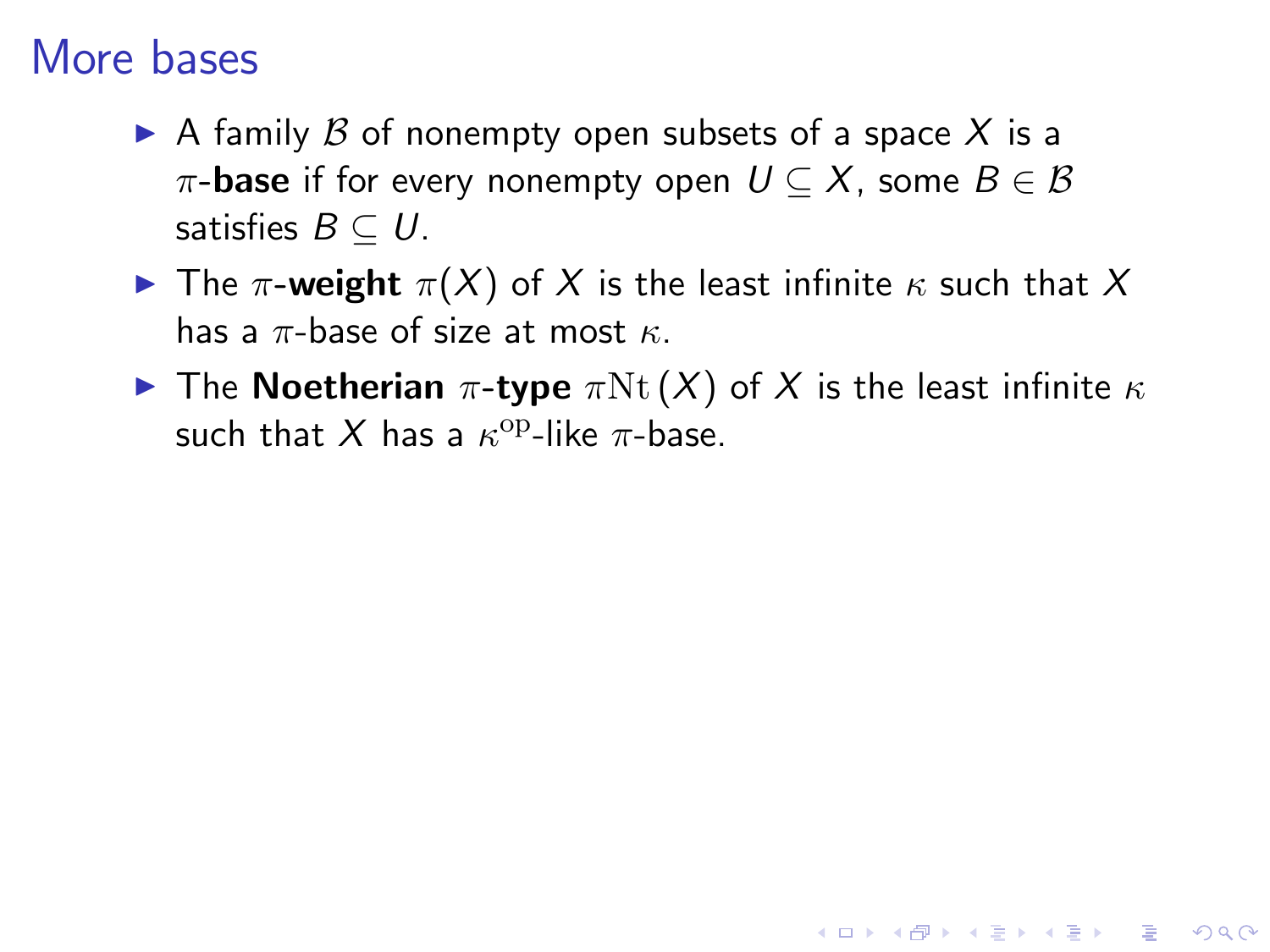# More bases

- A family $\mathcal{B}$ of nonempty open subsets of a space $X$ is a $\pi$-**base** if for every nonempty open $U \subseteq X$, some $B \in \mathcal{B}$ satisfies $B \subseteq U$.
- The $\pi$-**weight** $\pi(X)$ of $X$ is the least infinite $\kappa$ such that $X$ has a $\pi$-base of size at most $\kappa$.
- The **Noetherian** $\pi$-**type** $\pi\mathrm{Nt}\,(X)$ of $X$ is the least infinite $\kappa$ such that $X$ has a $\kappa^{\mathrm{op}}$-like $\pi$-base.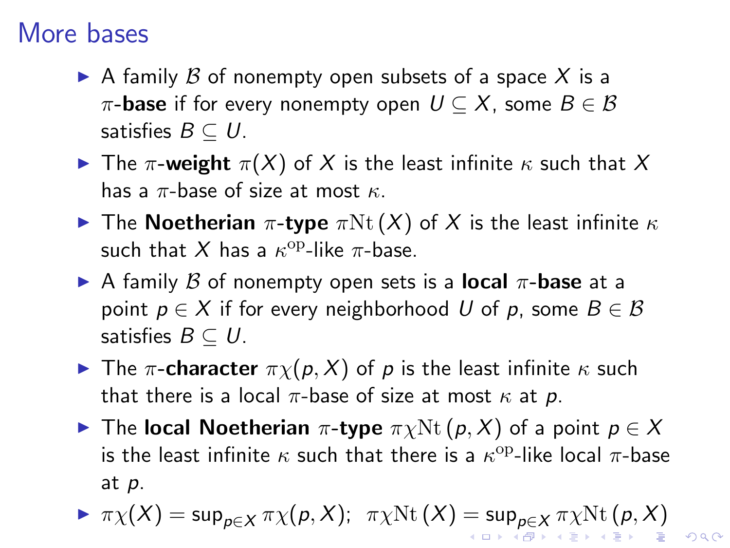# More bases

- A family $\mathcal{B}$ of nonempty open subsets of a space $X$ is a $\pi$-**base** if for every nonempty open $U \subseteq X$, some $B \in \mathcal{B}$ satisfies $B \subseteq U$.
- The $\pi$-**weight** $\pi(X)$ of $X$ is the least infinite $\kappa$ such that $X$ has a $\pi$-base of size at most $\kappa$.
- The **Noetherian** $\pi$-**type** $\pi\mathrm{Nt}(X)$ of $X$ is the least infinite $\kappa$ such that $X$ has a $\kappa^{\mathrm{op}}$-like $\pi$-base.
- A family $\mathcal{B}$ of nonempty open sets is a **local** $\pi$-**base** at a point $p \in X$ if for every neighborhood $U$ of $p$, some $B \in \mathcal{B}$ satisfies $B \subseteq U$.
- The $\pi$-**character** $\pi\chi(p, X)$ of $p$ is the least infinite $\kappa$ such that there is a local $\pi$-base of size at most $\kappa$ at $p$.
- The **local Noetherian** $\pi$-**type** $\pi\chi\mathrm{Nt}(p, X)$ of a point $p \in X$ is the least infinite $\kappa$ such that there is a $\kappa^{\mathrm{op}}$-like local $\pi$-base at $p$.
- $\pi\chi(X) = \sup_{p \in X} \pi\chi(p, X)$; $\pi\chi\mathrm{Nt}(X) = \sup_{p \in X} \pi\chi\mathrm{Nt}(p, X)$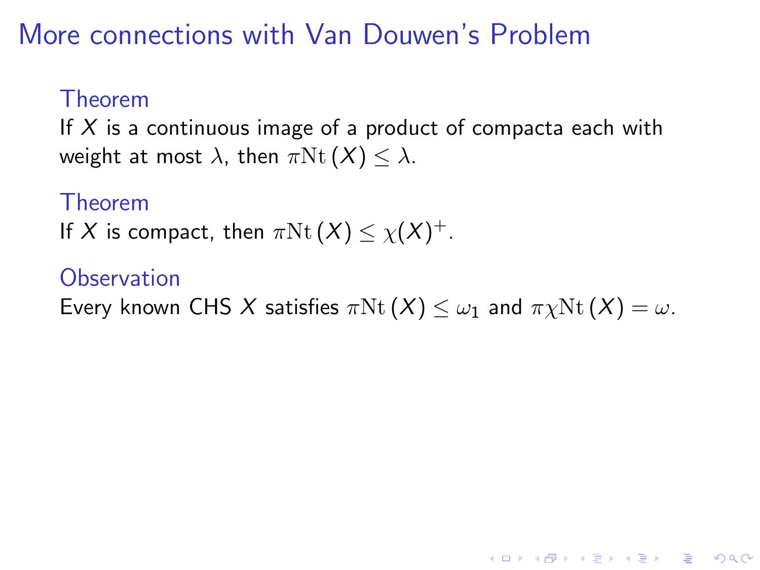# More connections with Van Douwen's Problem

**Theorem**

If $X$ is a continuous image of a product of compacta each with weight at most $\lambda$, then $\pi\mathrm{Nt}(X) \leq \lambda$.

**Theorem**

If $X$ is compact, then $\pi\mathrm{Nt}(X) \leq \chi(X)^+$.

**Observation**

Every known CHS $X$ satisfies $\pi\mathrm{Nt}(X) \leq \omega_1$ and $\pi\chi\mathrm{Nt}(X) = \omega$.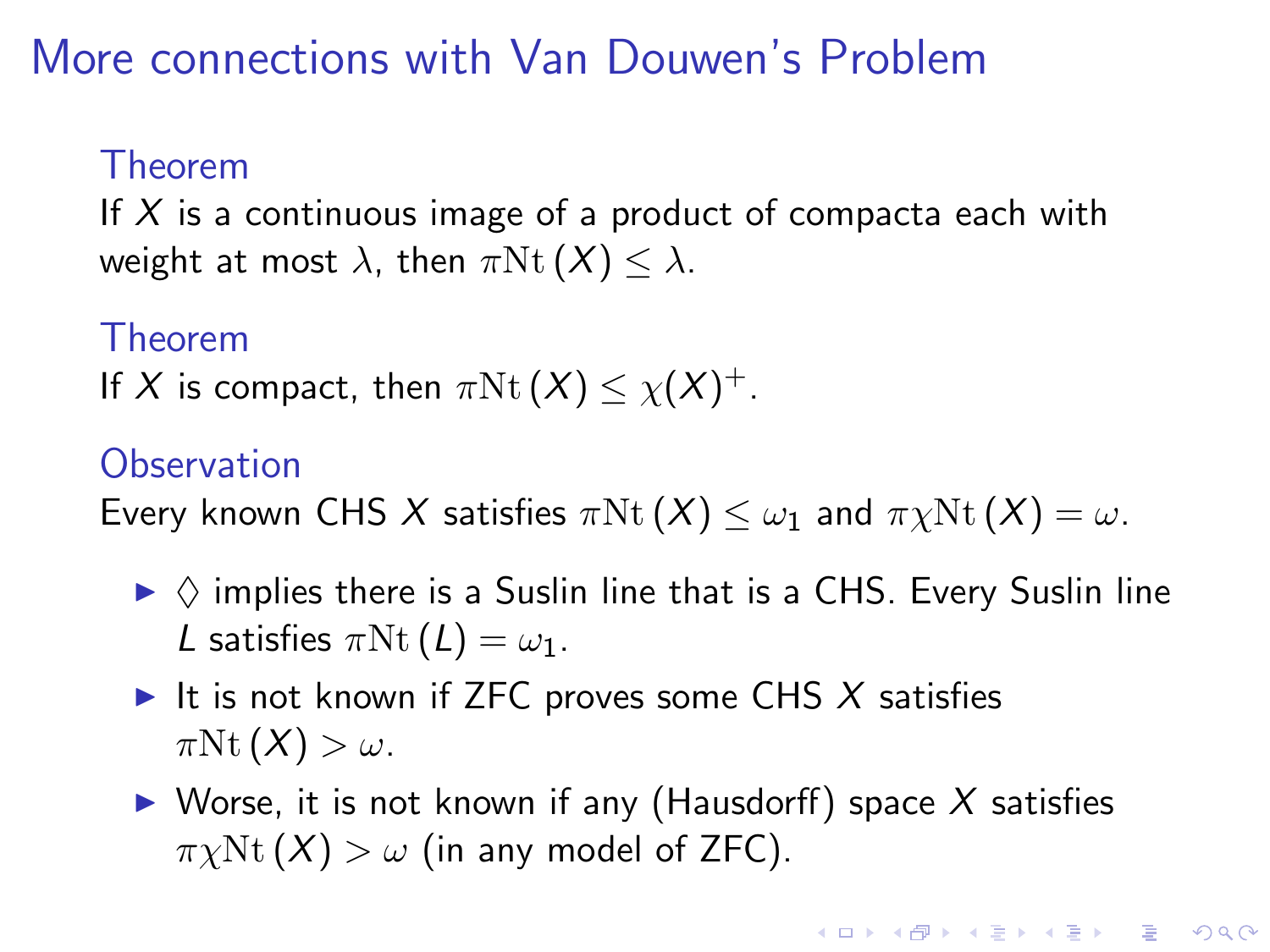# More connections with Van Douwen's Problem

**Theorem**

If $X$ is a continuous image of a product of compacta each with weight at most $\lambda$, then $\pi\mathrm{Nt}\,(X) \leq \lambda$.

**Theorem**

If $X$ is compact, then $\pi\mathrm{Nt}\,(X) \leq \chi(X)^+$.

**Observation**

Every known CHS $X$ satisfies $\pi\mathrm{Nt}\,(X) \leq \omega_1$ and $\pi\chi\mathrm{Nt}\,(X) = \omega$.

- $\diamondsuit$ implies there is a Suslin line that is a CHS. Every Suslin line $L$ satisfies $\pi\mathrm{Nt}\,(L) = \omega_1$.
- It is not known if ZFC proves some CHS $X$ satisfies $\pi\mathrm{Nt}\,(X) > \omega$.
- Worse, it is not known if any (Hausdorff) space $X$ satisfies $\pi\chi\mathrm{Nt}\,(X) > \omega$ (in any model of ZFC).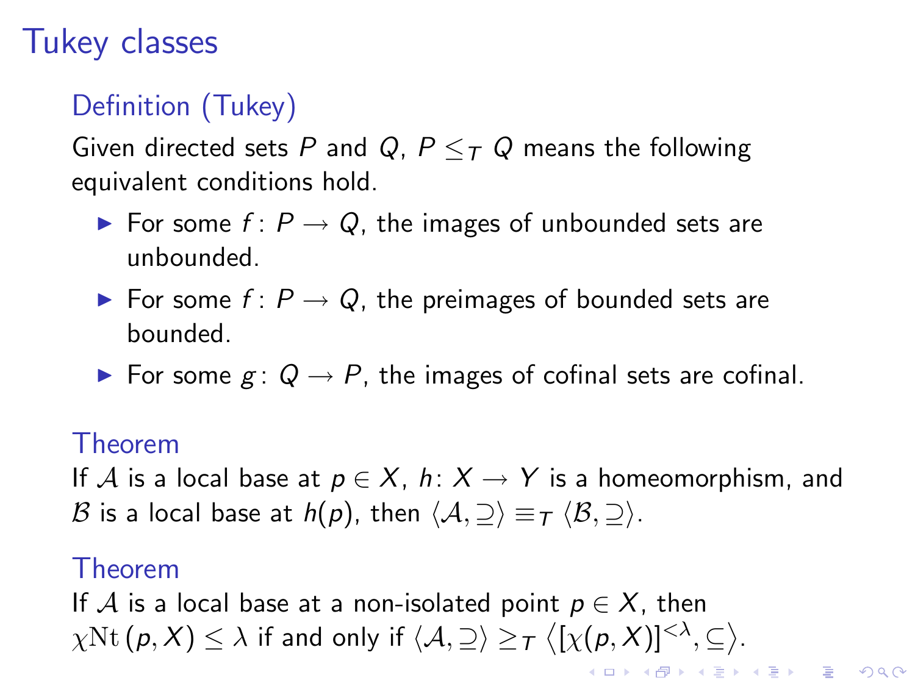# Tukey classes

### Definition (Tukey)

Given directed sets $P$ and $Q$, $P \leq_T Q$ means the following equivalent conditions hold.

- For some $f\colon P \to Q$, the images of unbounded sets are unbounded.
- For some $f\colon P \to Q$, the preimages of bounded sets are bounded.
- For some $g\colon Q \to P$, the images of cofinal sets are cofinal.

### Theorem

If $\mathcal{A}$ is a local base at $p \in X$, $h\colon X \to Y$ is a homeomorphism, and $\mathcal{B}$ is a local base at $h(p)$, then $\langle \mathcal{A}, \supseteq \rangle \equiv_T \langle \mathcal{B}, \supseteq \rangle$.

### Theorem

If $\mathcal{A}$ is a local base at a non-isolated point $p \in X$, then $\chi\mathrm{Nt}\,(p, X) \leq \lambda$ if and only if $\langle \mathcal{A}, \supseteq \rangle \geq_T \left\langle [\chi(p, X)]^{<\lambda}, \subseteq \right\rangle$.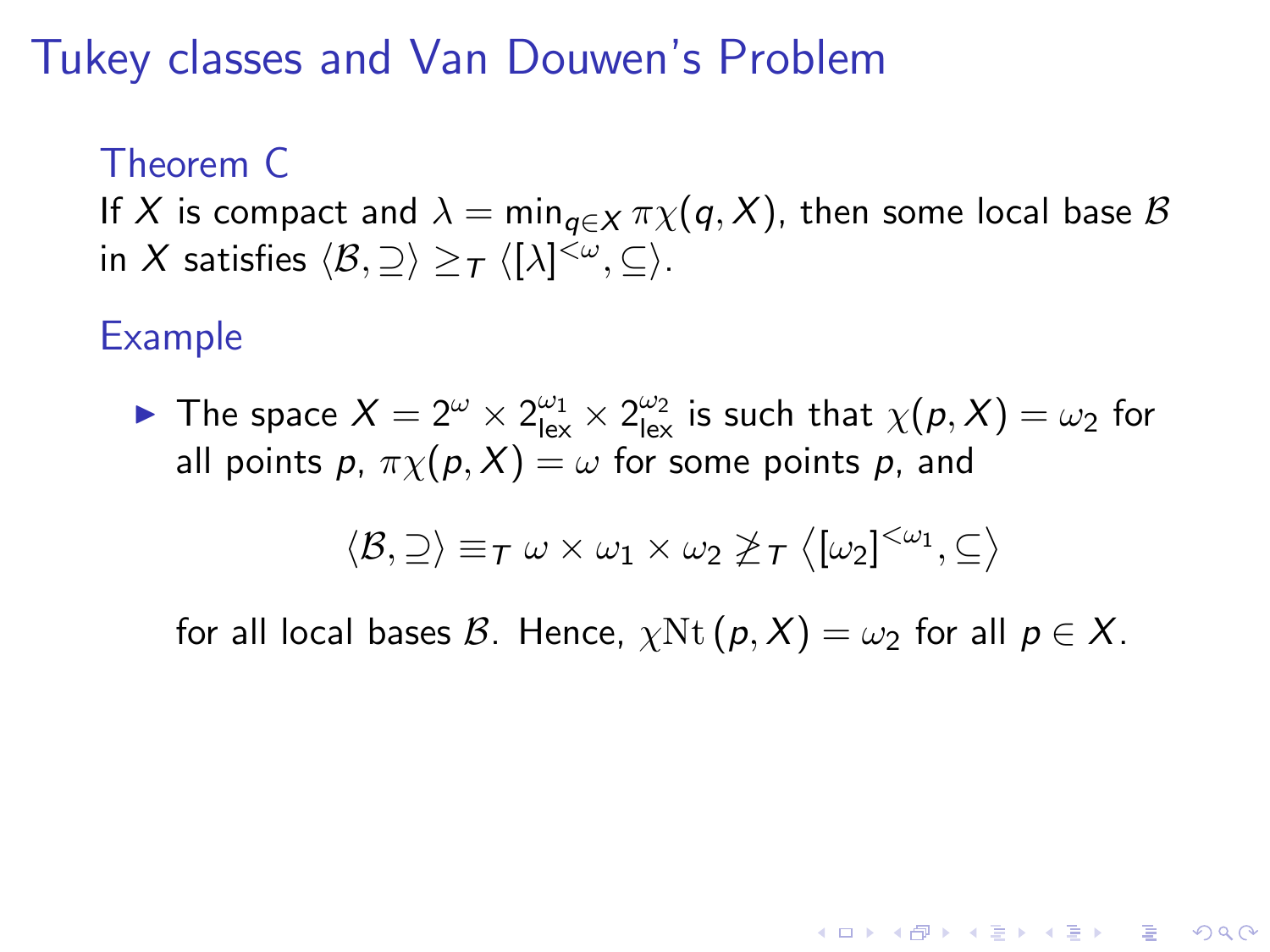# Tukey classes and Van Douwen's Problem

### Theorem C

If $X$ is compact and $\lambda = \min_{q \in X} \pi\chi(q, X)$, then some local base $\mathcal{B}$ in $X$ satisfies $\langle \mathcal{B}, \supseteq \rangle \geq_T \langle [\lambda]^{<\omega}, \subseteq \rangle$.

### Example

- The space $X = 2^\omega \times 2^{\omega_1}_{\text{lex}} \times 2^{\omega_2}_{\text{lex}}$ is such that $\chi(p, X) = \omega_2$ for all points $p$, $\pi\chi(p, X) = \omega$ for some points $p$, and

$$\langle \mathcal{B}, \supseteq \rangle \equiv_T \omega \times \omega_1 \times \omega_2 \not\geq_T \left\langle [\omega_2]^{<\omega_1}, \subseteq \right\rangle$$

  for all local bases $\mathcal{B}$. Hence, $\chi\mathrm{Nt}\,(p, X) = \omega_2$ for all $p \in X$.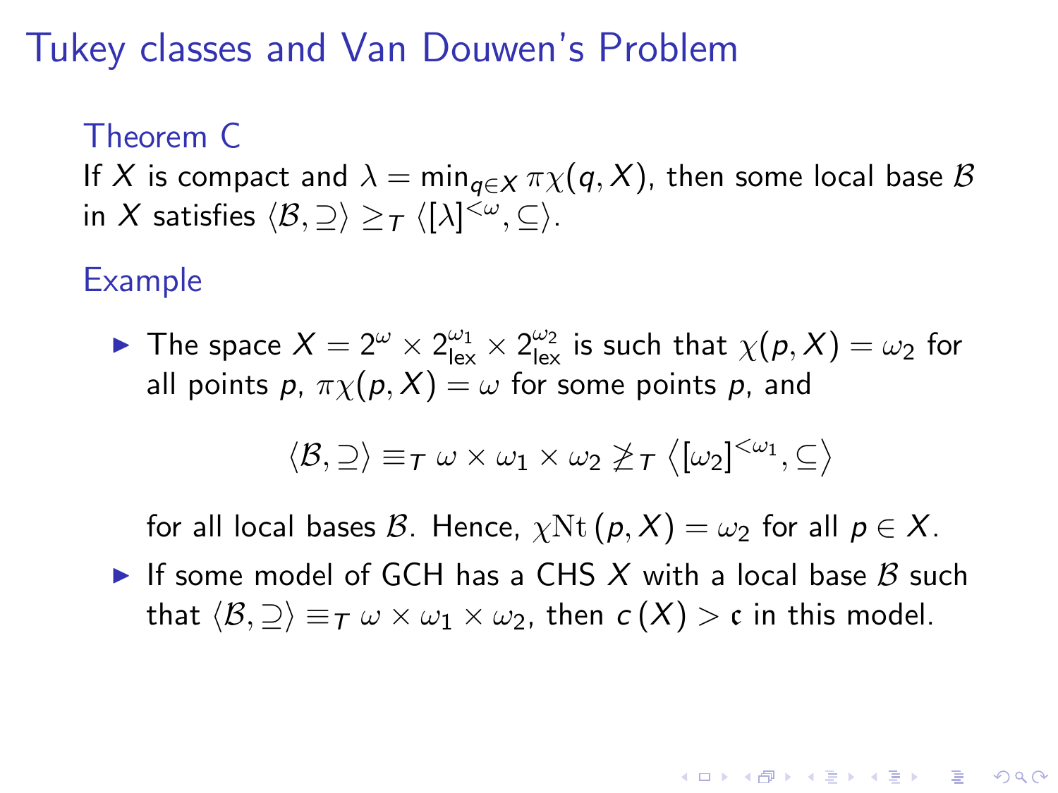# Tukey classes and Van Douwen's Problem

### Theorem C

If $X$ is compact and $\lambda = \min_{q \in X} \pi\chi(q, X)$, then some local base $\mathcal{B}$ in $X$ satisfies $\langle \mathcal{B}, \supseteq \rangle \geq_T \langle [\lambda]^{<\omega}, \subseteq \rangle$.

### Example

- The space $X = 2^\omega \times 2^{\omega_1}_{\text{lex}} \times 2^{\omega_2}_{\text{lex}}$ is such that $\chi(p, X) = \omega_2$ for all points $p$, $\pi\chi(p, X) = \omega$ for some points $p$, and

  $$\langle \mathcal{B}, \supseteq \rangle \equiv_T \omega \times \omega_1 \times \omega_2 \not\geq_T \left\langle [\omega_2]^{<\omega_1}, \subseteq \right\rangle$$

  for all local bases $\mathcal{B}$. Hence, $\chi\mathrm{Nt}\,(p, X) = \omega_2$ for all $p \in X$.
- If some model of GCH has a CHS $X$ with a local base $\mathcal{B}$ such that $\langle \mathcal{B}, \supseteq \rangle \equiv_T \omega \times \omega_1 \times \omega_2$, then $c\,(X) > \mathfrak{c}$ in this model.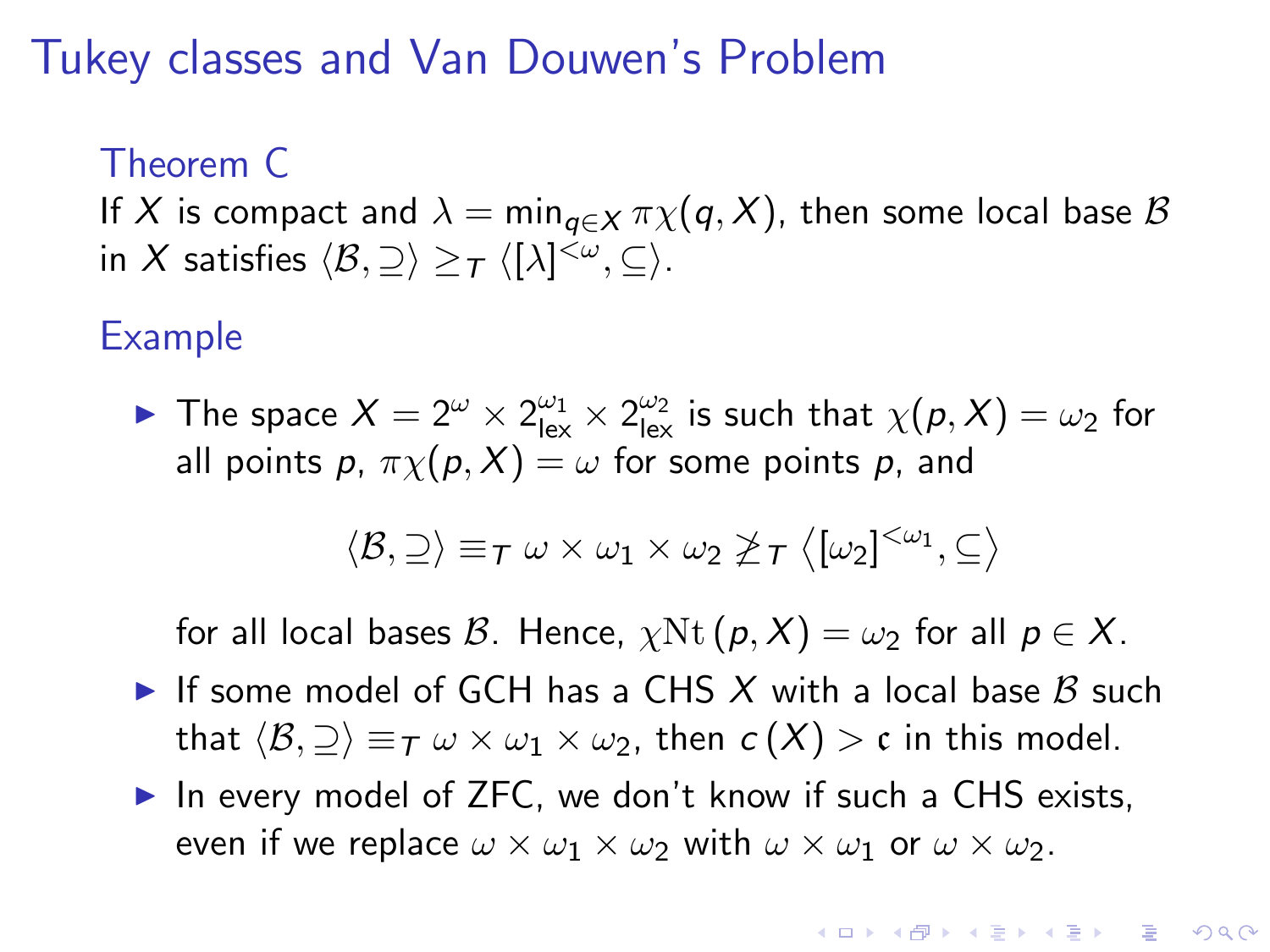# Tukey classes and Van Douwen's Problem

### Theorem C

If $X$ is compact and $\lambda = \min_{q \in X} \pi\chi(q, X)$, then some local base $\mathcal{B}$ in $X$ satisfies $\langle \mathcal{B}, \supseteq \rangle \geq_T \langle [\lambda]^{<\omega}, \subseteq \rangle$.

### Example

- The space $X = 2^\omega \times 2^{\omega_1}_{\text{lex}} \times 2^{\omega_2}_{\text{lex}}$ is such that $\chi(p, X) = \omega_2$ for all points $p$, $\pi\chi(p, X) = \omega$ for some points $p$, and

$$\langle \mathcal{B}, \supseteq \rangle \equiv_T \omega \times \omega_1 \times \omega_2 \not\geq_T \left\langle [\omega_2]^{<\omega_1}, \subseteq \right\rangle$$

  for all local bases $\mathcal{B}$. Hence, $\chi\mathrm{Nt}\,(p, X) = \omega_2$ for all $p \in X$.
- If some model of GCH has a CHS $X$ with a local base $\mathcal{B}$ such that $\langle \mathcal{B}, \supseteq \rangle \equiv_T \omega \times \omega_1 \times \omega_2$, then $c\,(X) > \mathfrak{c}$ in this model.
- In every model of ZFC, we don't know if such a CHS exists, even if we replace $\omega \times \omega_1 \times \omega_2$ with $\omega \times \omega_1$ or $\omega \times \omega_2$.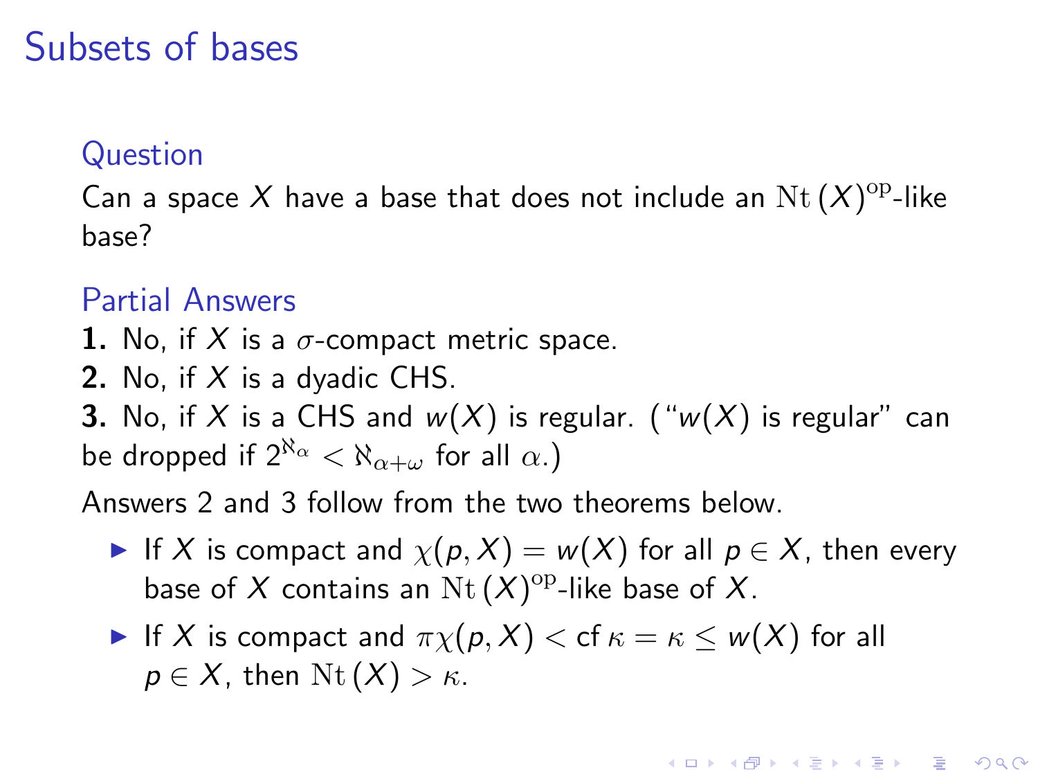# Subsets of bases

### Question

Can a space $X$ have a base that does not include an $\mathrm{Nt}(X)^{\mathrm{op}}$-like base?

### Partial Answers

**1.** No, if $X$ is a $\sigma$-compact metric space.
**2.** No, if $X$ is a dyadic CHS.
**3.** No, if $X$ is a CHS and $w(X)$ is regular. ("$w(X)$ is regular" can be dropped if $2^{\aleph_\alpha} < \aleph_{\alpha+\omega}$ for all $\alpha$.)

Answers 2 and 3 follow from the two theorems below.

- If $X$ is compact and $\chi(p, X) = w(X)$ for all $p \in X$, then every base of $X$ contains an $\mathrm{Nt}(X)^{\mathrm{op}}$-like base of $X$.
- If $X$ is compact and $\pi\chi(p, X) < \mathrm{cf}\,\kappa = \kappa \leq w(X)$ for all $p \in X$, then $\mathrm{Nt}(X) > \kappa$.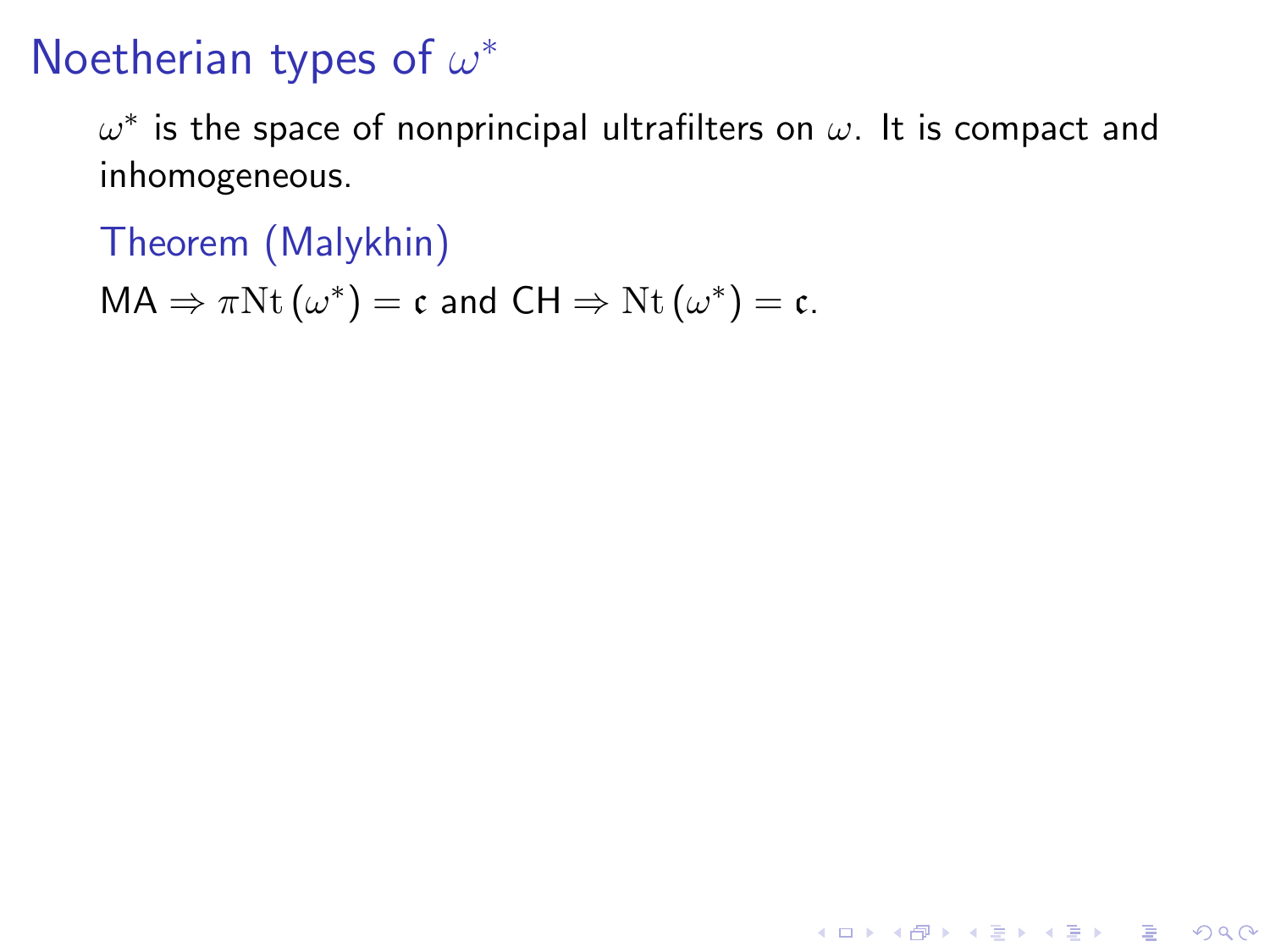# Noetherian types of $\omega^*$

$\omega^*$ is the space of nonprincipal ultrafilters on $\omega$. It is compact and inhomogeneous.

### Theorem (Malykhin)

MA $\Rightarrow \pi\mathrm{Nt}\,(\omega^*) = \mathfrak{c}$ and CH $\Rightarrow \mathrm{Nt}\,(\omega^*) = \mathfrak{c}$.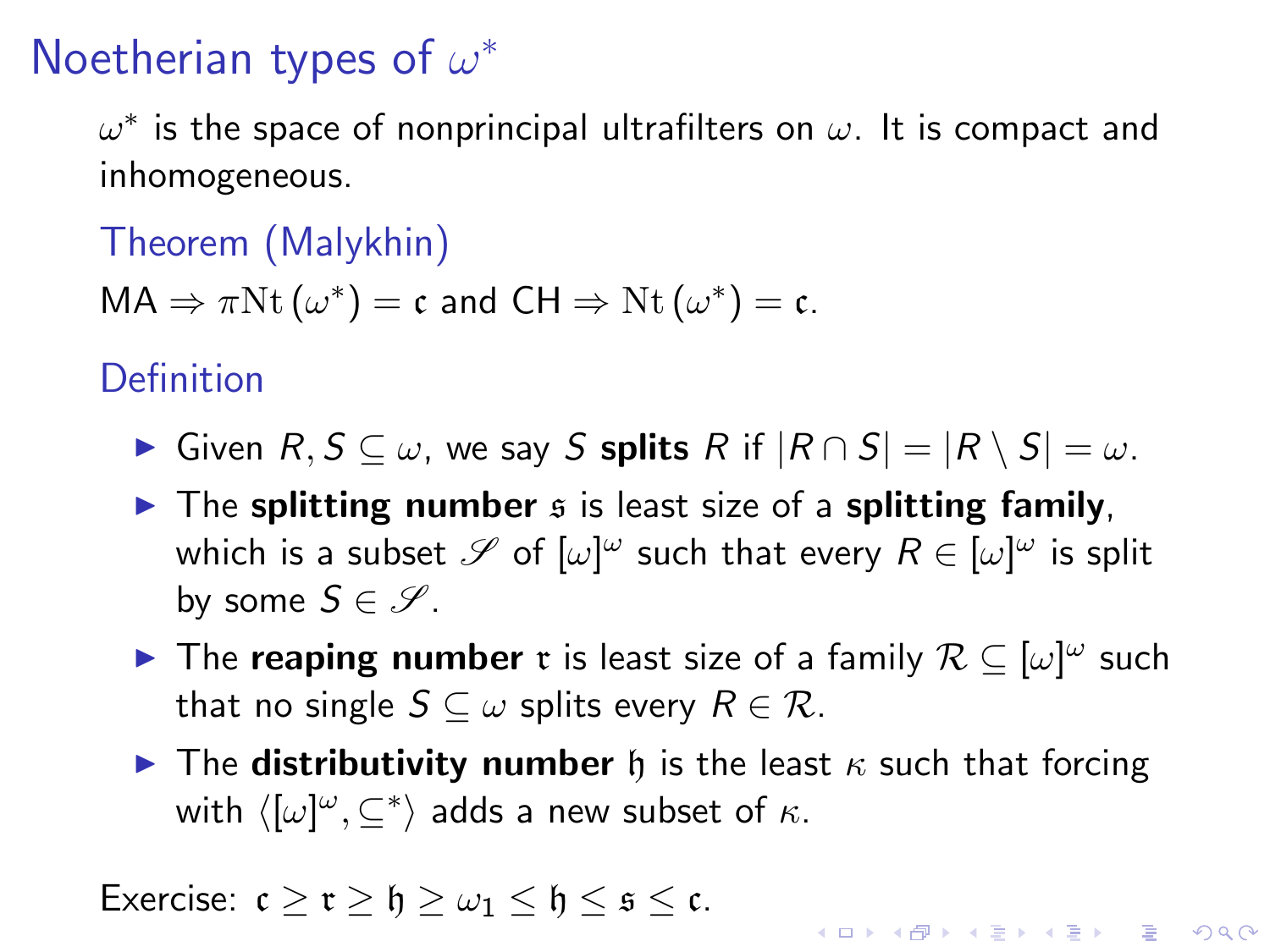# Noetherian types of $\omega^*$

$\omega^*$ is the space of nonprincipal ultrafilters on $\omega$. It is compact and inhomogeneous.

### Theorem (Malykhin)

MA $\Rightarrow \pi\mathrm{Nt}(\omega^*) = \mathfrak{c}$ and CH $\Rightarrow \mathrm{Nt}(\omega^*) = \mathfrak{c}$.

### Definition

- Given $R, S \subseteq \omega$, we say $S$ **splits** $R$ if $|R \cap S| = |R \setminus S| = \omega$.
- The **splitting number** $\mathfrak{s}$ is least size of a **splitting family**, which is a subset $\mathscr{S}$ of $[\omega]^\omega$ such that every $R \in [\omega]^\omega$ is split by some $S \in \mathscr{S}$.
- The **reaping number** $\mathfrak{r}$ is least size of a family $\mathcal{R} \subseteq [\omega]^\omega$ such that no single $S \subseteq \omega$ splits every $R \in \mathcal{R}$.
- The **distributivity number** $\mathfrak{h}$ is the least $\kappa$ such that forcing with $\langle [\omega]^\omega, \subseteq^* \rangle$ adds a new subset of $\kappa$.

Exercise: $\mathfrak{c} \geq \mathfrak{r} \geq \mathfrak{h} \geq \omega_1 \leq \mathfrak{h} \leq \mathfrak{s} \leq \mathfrak{c}$.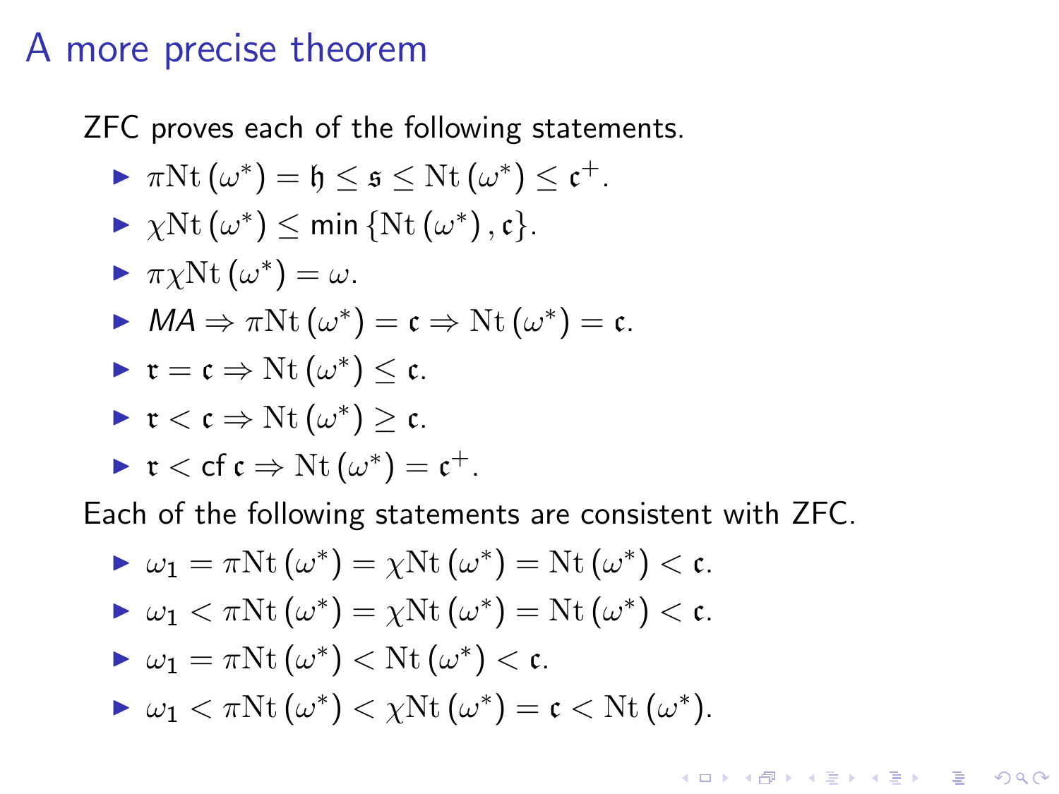# A more precise theorem

ZFC proves each of the following statements.

- $\pi\mathrm{Nt}(\omega^*) = \mathfrak{h} \leq \mathfrak{s} \leq \mathrm{Nt}(\omega^*) \leq \mathfrak{c}^+$.
- $\chi\mathrm{Nt}(\omega^*) \leq \min\{\mathrm{Nt}(\omega^*), \mathfrak{c}\}$.
- $\pi\chi\mathrm{Nt}(\omega^*) = \omega$.
- $MA \Rightarrow \pi\mathrm{Nt}(\omega^*) = \mathfrak{c} \Rightarrow \mathrm{Nt}(\omega^*) = \mathfrak{c}$.
- $\mathfrak{r} = \mathfrak{c} \Rightarrow \mathrm{Nt}(\omega^*) \leq \mathfrak{c}$.
- $\mathfrak{r} < \mathfrak{c} \Rightarrow \mathrm{Nt}(\omega^*) \geq \mathfrak{c}$.
- $\mathfrak{r} < \mathrm{cf}\,\mathfrak{c} \Rightarrow \mathrm{Nt}(\omega^*) = \mathfrak{c}^+$.

Each of the following statements are consistent with ZFC.

- $\omega_1 = \pi\mathrm{Nt}(\omega^*) = \chi\mathrm{Nt}(\omega^*) = \mathrm{Nt}(\omega^*) < \mathfrak{c}$.
- $\omega_1 < \pi\mathrm{Nt}(\omega^*) = \chi\mathrm{Nt}(\omega^*) = \mathrm{Nt}(\omega^*) < \mathfrak{c}$.
- $\omega_1 = \pi\mathrm{Nt}(\omega^*) < \mathrm{Nt}(\omega^*) < \mathfrak{c}$.
- $\omega_1 < \pi\mathrm{Nt}(\omega^*) < \chi\mathrm{Nt}(\omega^*) = \mathfrak{c} < \mathrm{Nt}(\omega^*)$.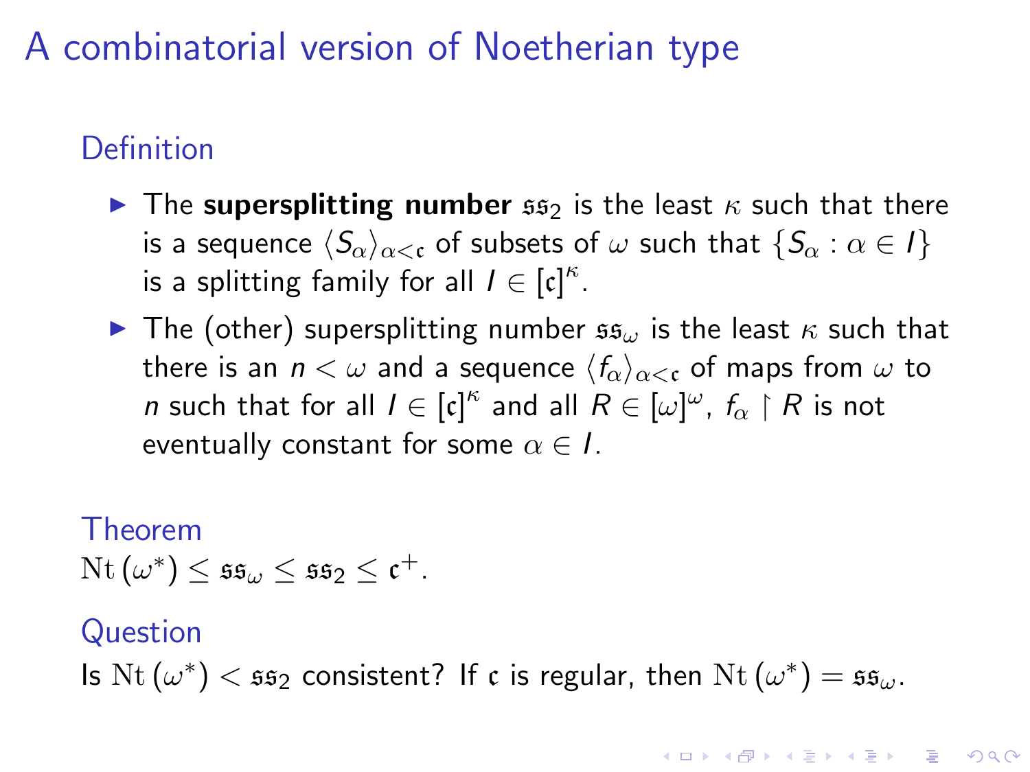# A combinatorial version of Noetherian type

## Definition

- The **supersplitting number** $\mathfrak{ss}_2$ is the least $\kappa$ such that there is a sequence $\langle S_\alpha \rangle_{\alpha<\mathfrak{c}}$ of subsets of $\omega$ such that $\{S_\alpha : \alpha \in I\}$ is a splitting family for all $I \in [\mathfrak{c}]^\kappa$.
- The (other) supersplitting number $\mathfrak{ss}_\omega$ is the least $\kappa$ such that there is an $n < \omega$ and a sequence $\langle f_\alpha \rangle_{\alpha<\mathfrak{c}}$ of maps from $\omega$ to $n$ such that for all $I \in [\mathfrak{c}]^\kappa$ and all $R \in [\omega]^\omega$, $f_\alpha \upharpoonright R$ is not eventually constant for some $\alpha \in I$.

## Theorem

$\mathrm{Nt}(\omega^*) \leq \mathfrak{ss}_\omega \leq \mathfrak{ss}_2 \leq \mathfrak{c}^+$.

## Question

Is $\mathrm{Nt}(\omega^*) < \mathfrak{ss}_2$ consistent? If $\mathfrak{c}$ is regular, then $\mathrm{Nt}(\omega^*) = \mathfrak{ss}_\omega$.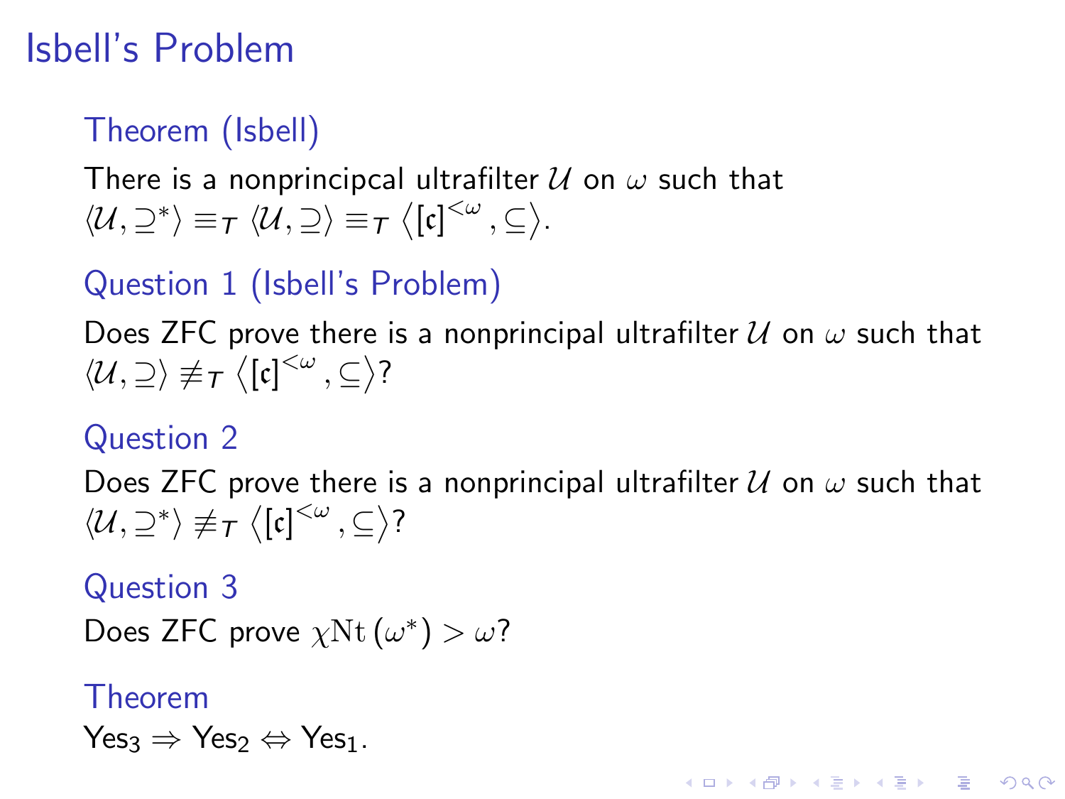# Isbell's Problem

### Theorem (Isbell)

There is a nonprincipcal ultrafilter $\mathcal{U}$ on $\omega$ such that $\langle \mathcal{U}, \supseteq^* \rangle \equiv_T \langle \mathcal{U}, \supseteq \rangle \equiv_T \left\langle [\mathfrak{c}]^{<\omega}, \subseteq \right\rangle$.

### Question 1 (Isbell's Problem)

Does ZFC prove there is a nonprincipal ultrafilter $\mathcal{U}$ on $\omega$ such that $\langle \mathcal{U}, \supseteq \rangle \not\equiv_T \left\langle [\mathfrak{c}]^{<\omega}, \subseteq \right\rangle$?

### Question 2

Does ZFC prove there is a nonprincipal ultrafilter $\mathcal{U}$ on $\omega$ such that $\langle \mathcal{U}, \supseteq^* \rangle \not\equiv_T \left\langle [\mathfrak{c}]^{<\omega}, \subseteq \right\rangle$?

### Question 3

Does ZFC prove $\chi\mathrm{Nt}\,(\omega^*) > \omega$?

### Theorem

$\text{Yes}_3 \Rightarrow \text{Yes}_2 \Leftrightarrow \text{Yes}_1$.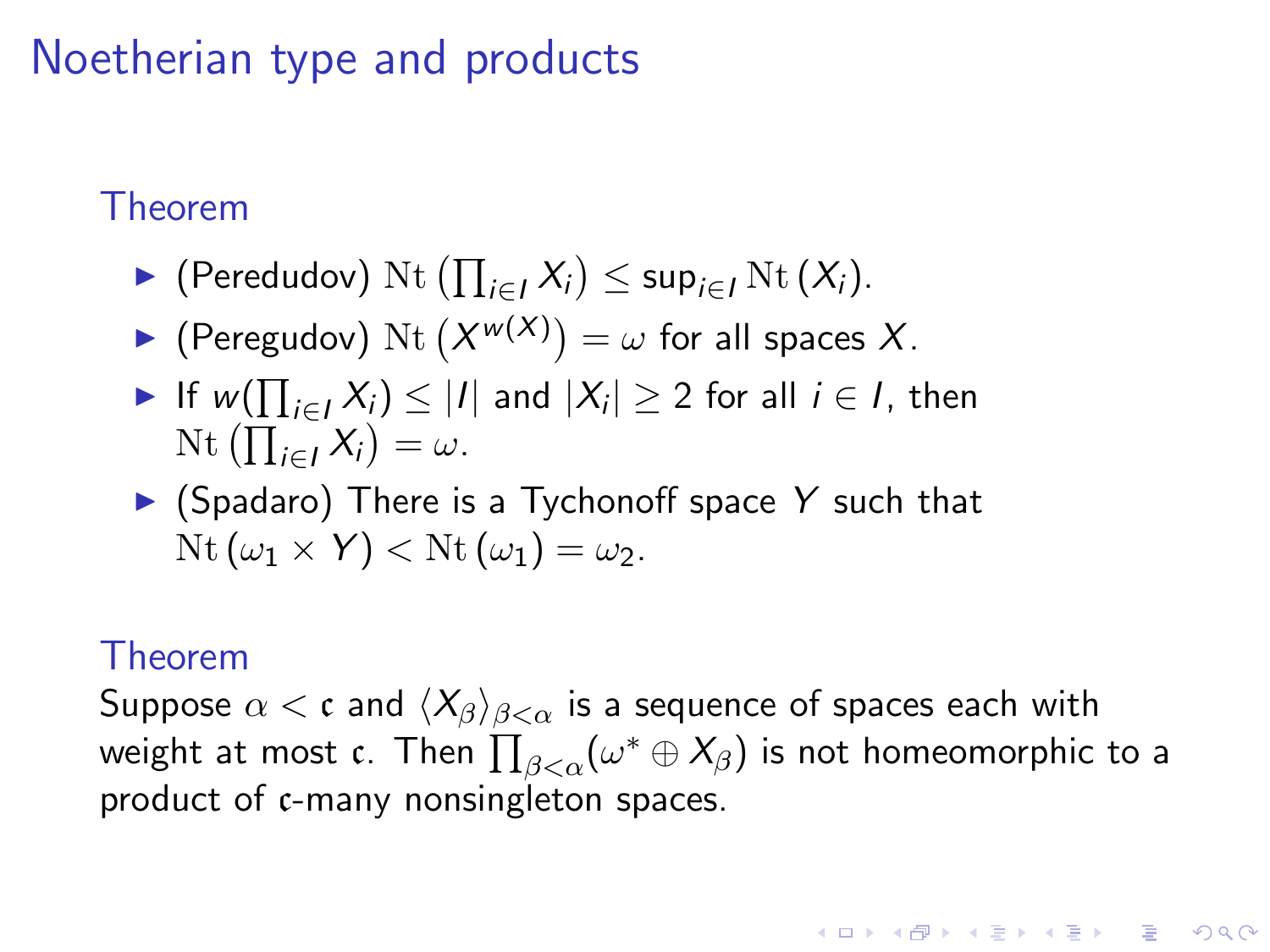# Noetherian type and products

**Theorem**

- (Peredudov) $\mathrm{Nt}\left(\prod_{i\in I} X_i\right) \leq \sup_{i\in I} \mathrm{Nt}\left(X_i\right)$.
- (Peregudov) $\mathrm{Nt}\left(X^{w(X)}\right) = \omega$ for all spaces $X$.
- If $w(\prod_{i\in I} X_i) \leq |I|$ and $|X_i| \geq 2$ for all $i \in I$, then $\mathrm{Nt}\left(\prod_{i\in I} X_i\right) = \omega$.
- (Spadaro) There is a Tychonoff space $Y$ such that $\mathrm{Nt}\left(\omega_1 \times Y\right) < \mathrm{Nt}\left(\omega_1\right) = \omega_2$.

**Theorem**

Suppose $\alpha < \mathfrak{c}$ and $\langle X_\beta \rangle_{\beta<\alpha}$ is a sequence of spaces each with weight at most $\mathfrak{c}$. Then $\prod_{\beta<\alpha}(\omega^* \oplus X_\beta)$ is not homeomorphic to a product of $\mathfrak{c}$-many nonsingleton spaces.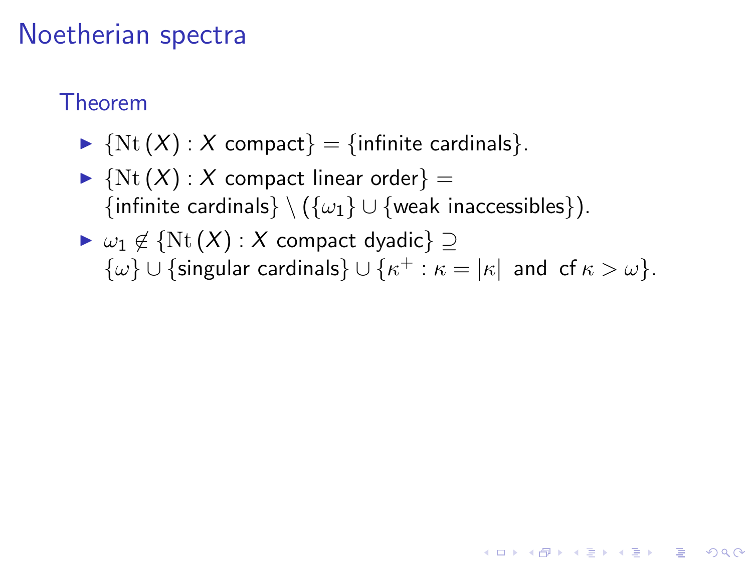# Noetherian spectra

### Theorem

- $\{\mathrm{Nt}\,(X) : X \text{ compact}\} = \{\text{infinite cardinals}\}$.
- $\{\mathrm{Nt}\,(X) : X \text{ compact linear order}\} = \{\text{infinite cardinals}\} \setminus (\{\omega_1\} \cup \{\text{weak inaccessibles}\})$.
- $\omega_1 \notin \{\mathrm{Nt}\,(X) : X \text{ compact dyadic}\} \supseteq \{\omega\} \cup \{\text{singular cardinals}\} \cup \{\kappa^+ : \kappa = |\kappa| \text{ and } \operatorname{cf} \kappa > \omega\}$.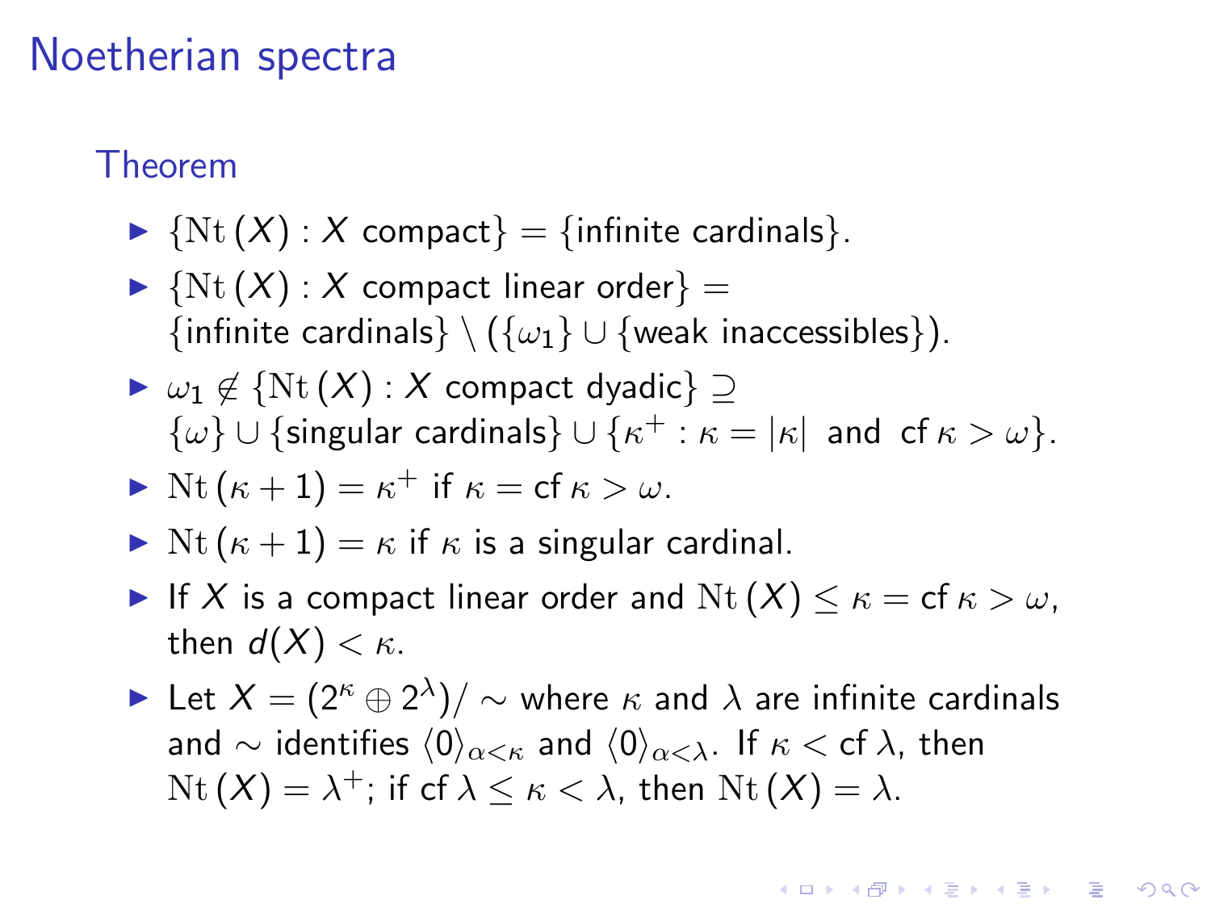# Noetherian spectra

## Theorem

- $\{\mathrm{Nt}(X) : X \text{ compact}\} = \{\text{infinite cardinals}\}$.
- $\{\mathrm{Nt}(X) : X \text{ compact linear order}\} = \{\text{infinite cardinals}\} \setminus (\{\omega_1\} \cup \{\text{weak inaccessibles}\})$.
- $\omega_1 \notin \{\mathrm{Nt}(X) : X \text{ compact dyadic}\} \supseteq \{\omega\} \cup \{\text{singular cardinals}\} \cup \{\kappa^+ : \kappa = |\kappa| \text{ and } \mathrm{cf}\,\kappa > \omega\}$.
- $\mathrm{Nt}(\kappa + 1) = \kappa^+$ if $\kappa = \mathrm{cf}\,\kappa > \omega$.
- $\mathrm{Nt}(\kappa + 1) = \kappa$ if $\kappa$ is a singular cardinal.
- If $X$ is a compact linear order and $\mathrm{Nt}(X) \leq \kappa = \mathrm{cf}\,\kappa > \omega$, then $d(X) < \kappa$.
- Let $X = (2^\kappa \oplus 2^\lambda)/\sim$ where $\kappa$ and $\lambda$ are infinite cardinals and $\sim$ identifies $\langle 0 \rangle_{\alpha<\kappa}$ and $\langle 0 \rangle_{\alpha<\lambda}$. If $\kappa < \mathrm{cf}\,\lambda$, then $\mathrm{Nt}(X) = \lambda^+$; if $\mathrm{cf}\,\lambda \leq \kappa < \lambda$, then $\mathrm{Nt}(X) = \lambda$.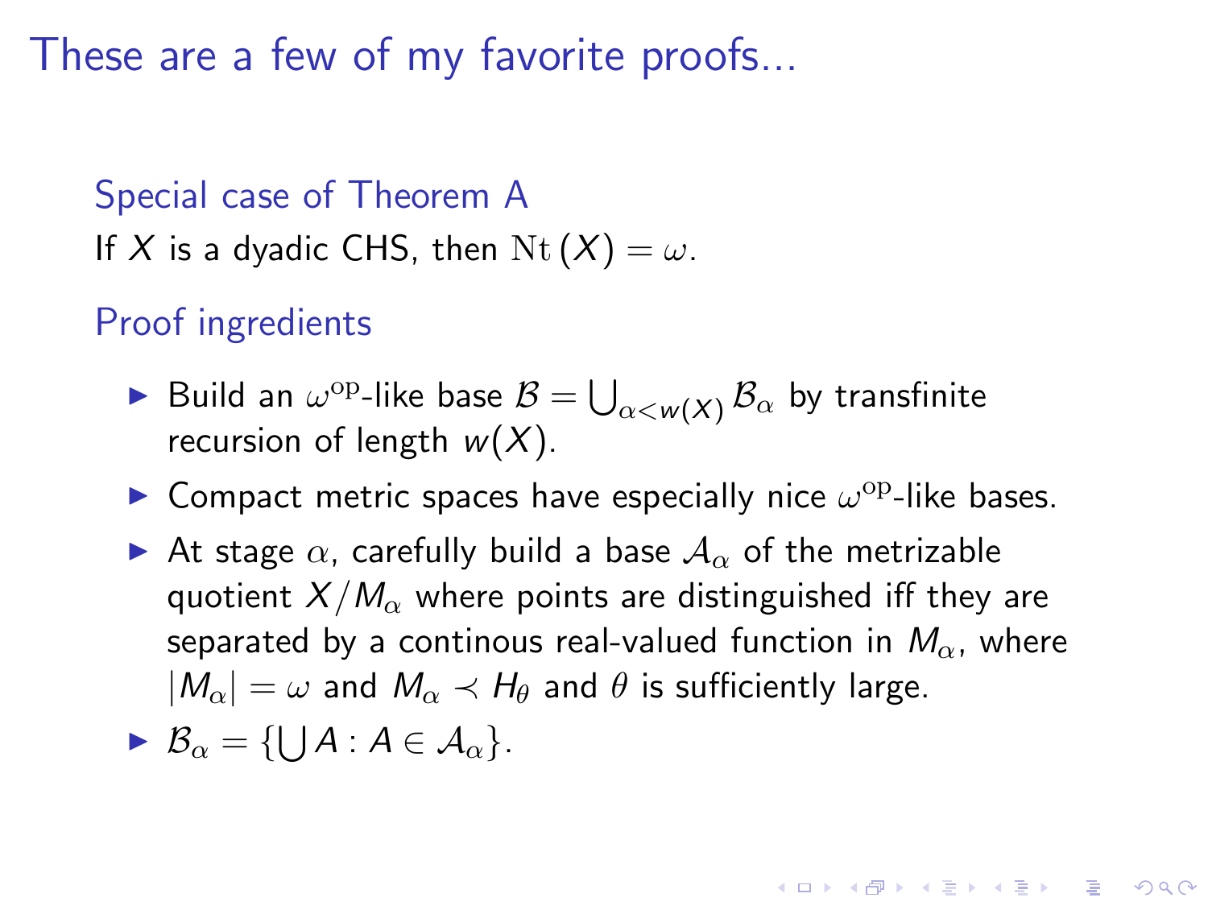# These are a few of my favorite proofs...

## Special case of Theorem A

If $X$ is a dyadic CHS, then $\mathrm{Nt}(X) = \omega$.

## Proof ingredients

- Build an $\omega^{\mathrm{op}}$-like base $\mathcal{B} = \bigcup_{\alpha < w(X)} \mathcal{B}_\alpha$ by transfinite recursion of length $w(X)$.
- Compact metric spaces have especially nice $\omega^{\mathrm{op}}$-like bases.
- At stage $\alpha$, carefully build a base $\mathcal{A}_\alpha$ of the metrizable quotient $X/M_\alpha$ where points are distinguished iff they are separated by a continous real-valued function in $M_\alpha$, where $|M_\alpha| = \omega$ and $M_\alpha \prec H_\theta$ and $\theta$ is sufficiently large.
- $\mathcal{B}_\alpha = \{\bigcup A : A \in \mathcal{A}_\alpha\}$.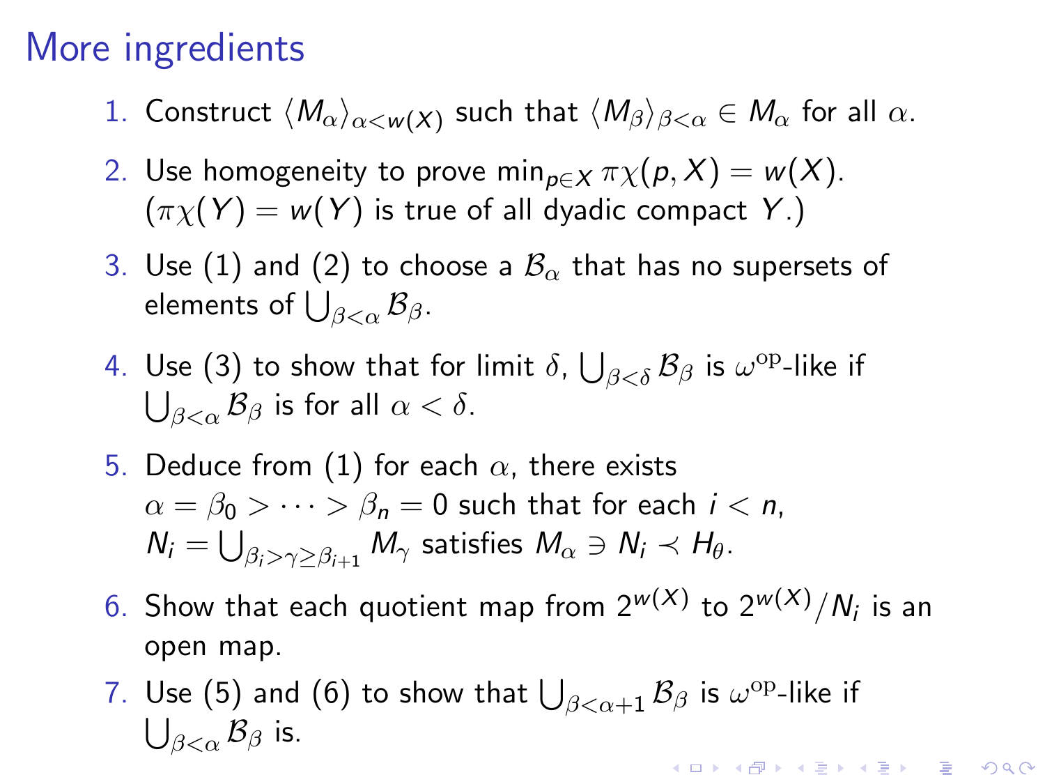# More ingredients

1. Construct $\langle M_\alpha \rangle_{\alpha < w(X)}$ such that $\langle M_\beta \rangle_{\beta < \alpha} \in M_\alpha$ for all $\alpha$.
2. Use homogeneity to prove $\min_{p \in X} \pi\chi(p, X) = w(X)$. ($\pi\chi(Y) = w(Y)$ is true of all dyadic compact $Y$.)
3. Use (1) and (2) to choose a $\mathcal{B}_\alpha$ that has no supersets of elements of $\bigcup_{\beta < \alpha} \mathcal{B}_\beta$.
4. Use (3) to show that for limit $\delta$, $\bigcup_{\beta < \delta} \mathcal{B}_\beta$ is $\omega^{\mathrm{op}}$-like if $\bigcup_{\beta < \alpha} \mathcal{B}_\beta$ is for all $\alpha < \delta$.
5. Deduce from (1) for each $\alpha$, there exists $\alpha = \beta_0 > \cdots > \beta_n = 0$ such that for each $i < n$, $N_i = \bigcup_{\beta_i > \gamma \geq \beta_{i+1}} M_\gamma$ satisfies $M_\alpha \ni N_i \prec H_\theta$.
6. Show that each quotient map from $2^{w(X)}$ to $2^{w(X)}/N_i$ is an open map.
7. Use (5) and (6) to show that $\bigcup_{\beta < \alpha + 1} \mathcal{B}_\beta$ is $\omega^{\mathrm{op}}$-like if $\bigcup_{\beta < \alpha} \mathcal{B}_\beta$ is.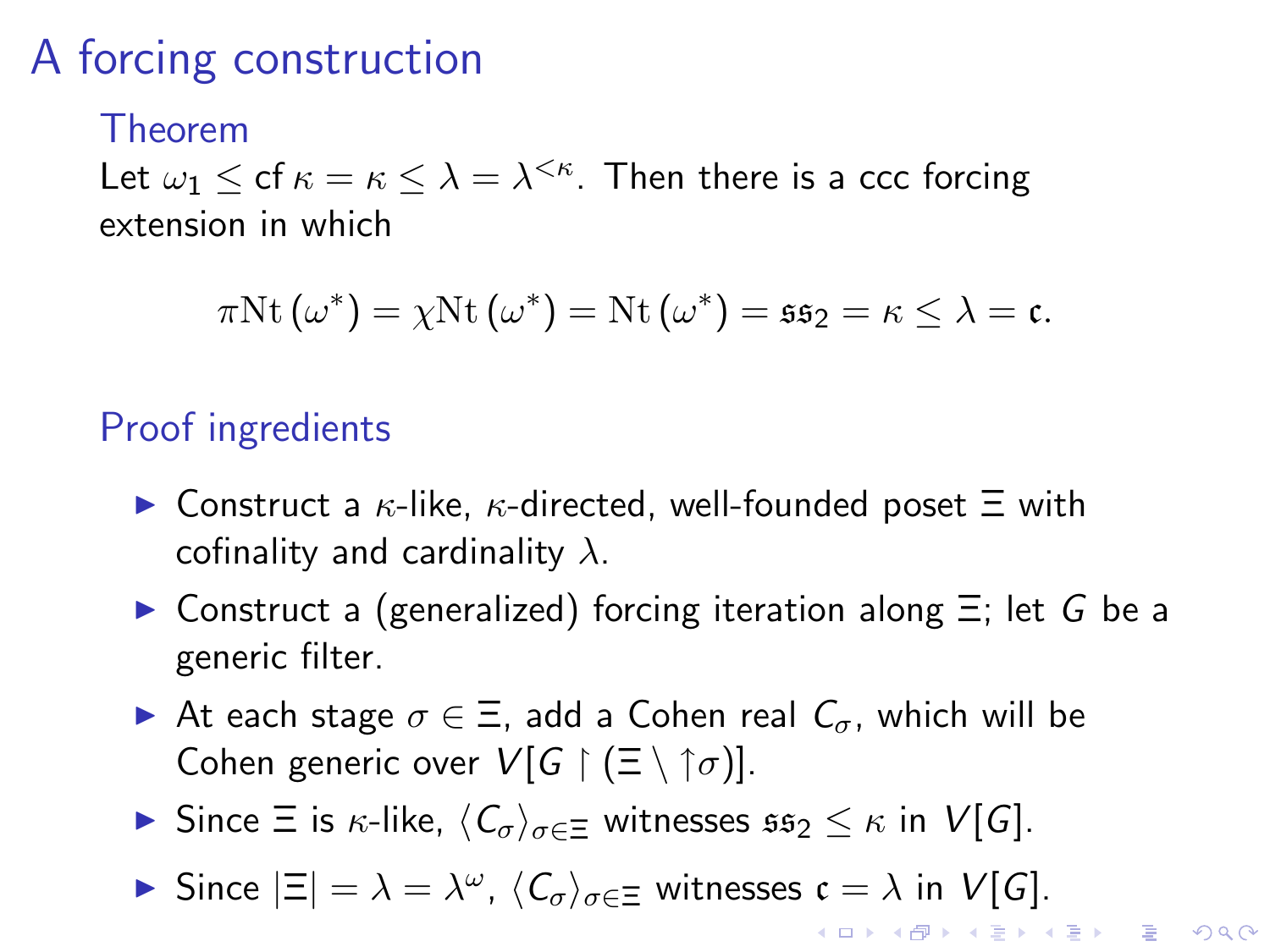# A forcing construction

### Theorem

Let $\omega_1 \leq \operatorname{cf} \kappa = \kappa \leq \lambda = \lambda^{<\kappa}$. Then there is a ccc forcing extension in which

$$\pi\mathrm{Nt}\left(\omega^*\right) = \chi\mathrm{Nt}\left(\omega^*\right) = \mathrm{Nt}\left(\omega^*\right) = \mathfrak{ss}_2 = \kappa \leq \lambda = \mathfrak{c}.$$

### Proof ingredients

- Construct a $\kappa$-like, $\kappa$-directed, well-founded poset $\Xi$ with cofinality and cardinality $\lambda$.
- Construct a (generalized) forcing iteration along $\Xi$; let $G$ be a generic filter.
- At each stage $\sigma \in \Xi$, add a Cohen real $C_\sigma$, which will be Cohen generic over $V[G \restriction (\Xi \setminus {\uparrow}\sigma)]$.
- Since $\Xi$ is $\kappa$-like, $\langle C_\sigma \rangle_{\sigma \in \Xi}$ witnesses $\mathfrak{ss}_2 \leq \kappa$ in $V[G]$.
- Since $|\Xi| = \lambda = \lambda^\omega$, $\langle C_\sigma \rangle_{\sigma \in \Xi}$ witnesses $\mathfrak{c} = \lambda$ in $V[G]$.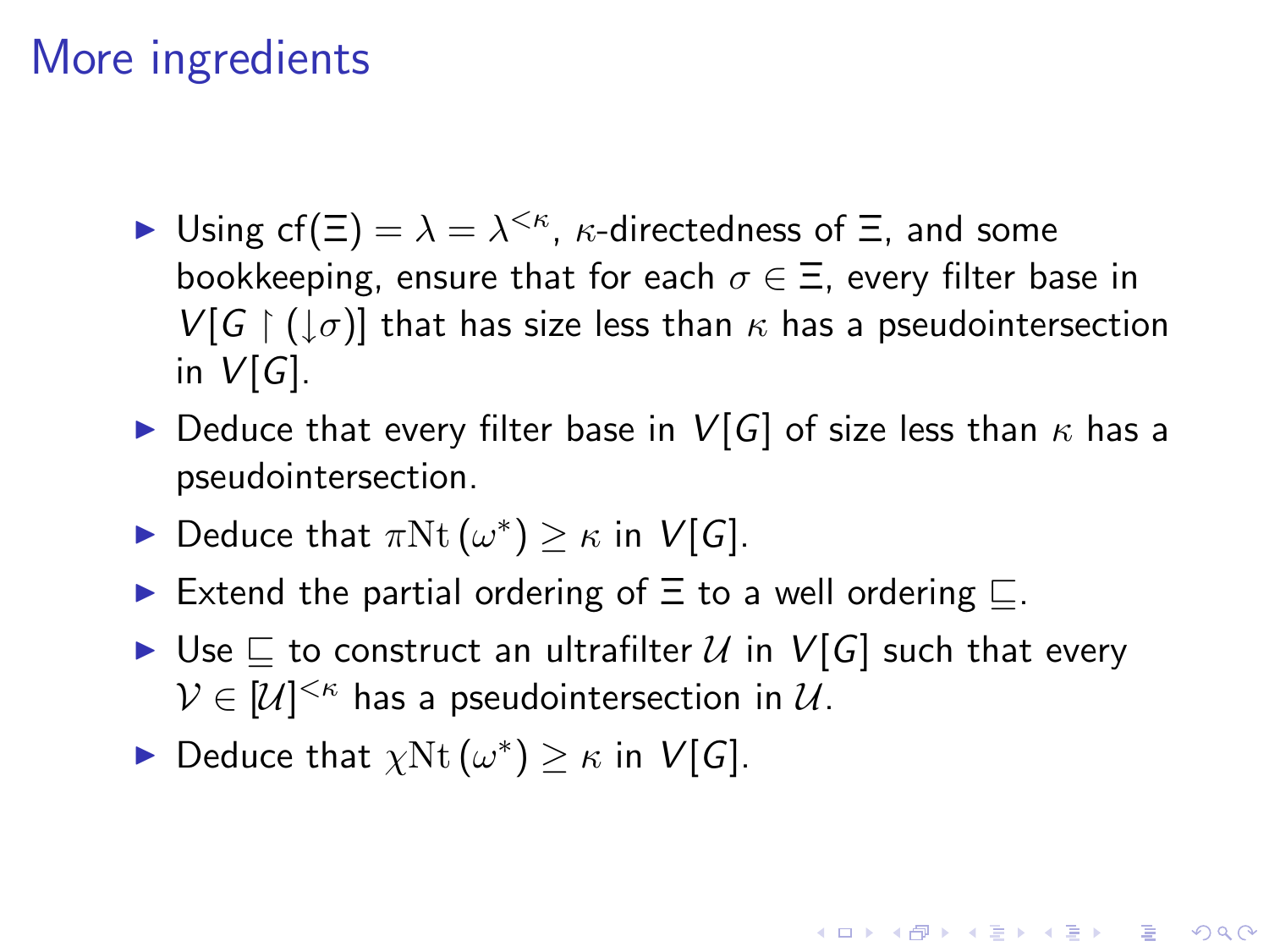# More ingredients

- Using $\mathrm{cf}(\Xi) = \lambda = \lambda^{<\kappa}$, $\kappa$-directedness of $\Xi$, and some bookkeeping, ensure that for each $\sigma \in \Xi$, every filter base in $V[G \upharpoonright (\downarrow\sigma)]$ that has size less than $\kappa$ has a pseudointersection in $V[G]$.
- Deduce that every filter base in $V[G]$ of size less than $\kappa$ has a pseudointersection.
- Deduce that $\pi\mathrm{Nt}\,(\omega^*) \geq \kappa$ in $V[G]$.
- Extend the partial ordering of $\Xi$ to a well ordering $\sqsubseteq$.
- Use $\sqsubseteq$ to construct an ultrafilter $\mathcal{U}$ in $V[G]$ such that every $\mathcal{V} \in [\mathcal{U}]^{<\kappa}$ has a pseudointersection in $\mathcal{U}$.
- Deduce that $\chi\mathrm{Nt}\,(\omega^*) \geq \kappa$ in $V[G]$.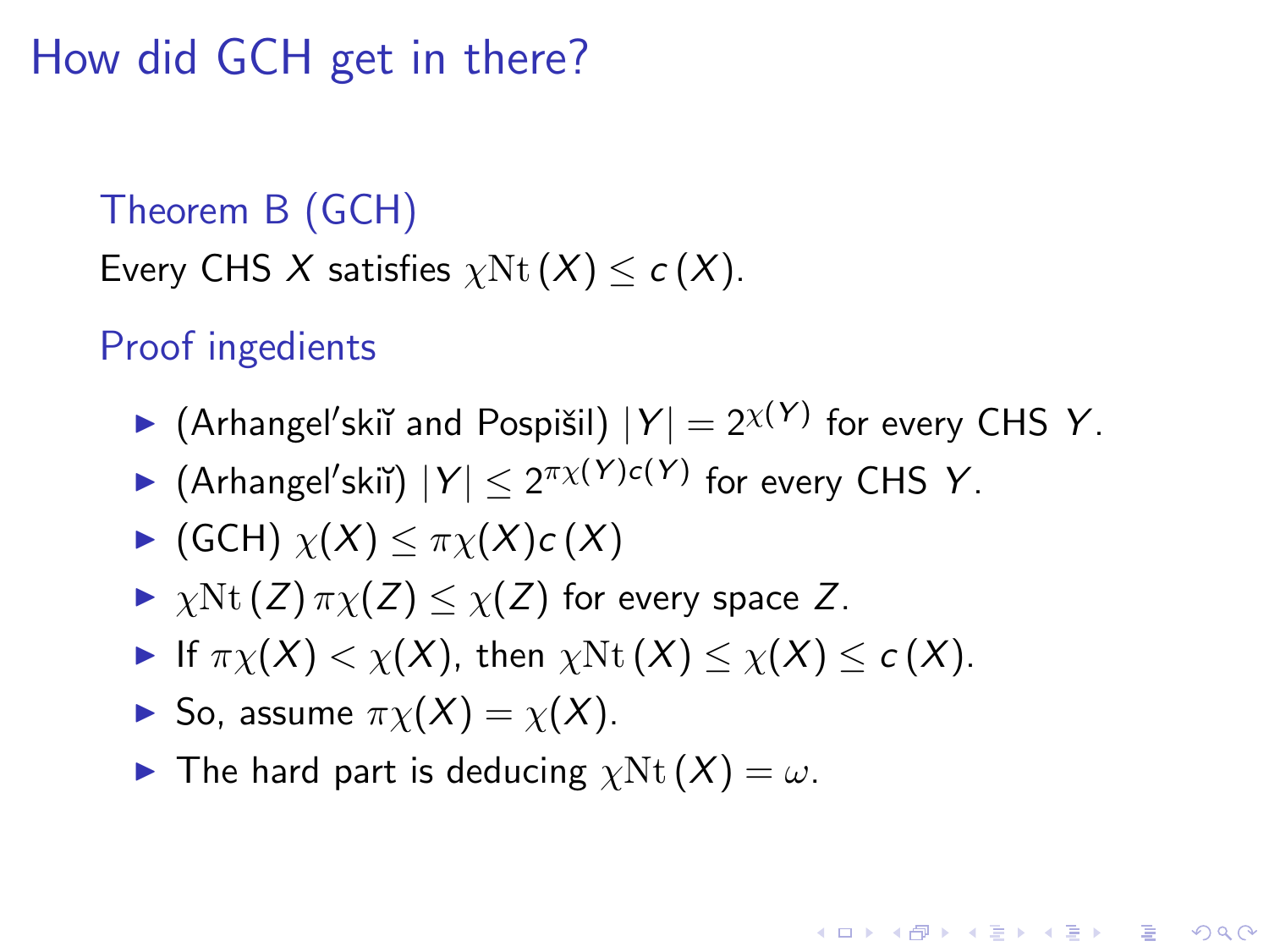# How did GCH get in there?

### Theorem B (GCH)

Every CHS $X$ satisfies $\chi\mathrm{Nt}(X) \leq c(X)$.

### Proof ingredients

- (Arhangel′skiĭ and Pospišil) $|Y| = 2^{\chi(Y)}$ for every CHS $Y$.
- (Arhangel′skiĭ) $|Y| \leq 2^{\pi\chi(Y)c(Y)}$ for every CHS $Y$.
- (GCH) $\chi(X) \leq \pi\chi(X)c(X)$
- $\chi\mathrm{Nt}(Z)\,\pi\chi(Z) \leq \chi(Z)$ for every space $Z$.
- If $\pi\chi(X) < \chi(X)$, then $\chi\mathrm{Nt}(X) \leq \chi(X) \leq c(X)$.
- So, assume $\pi\chi(X) = \chi(X)$.
- The hard part is deducing $\chi\mathrm{Nt}(X) = \omega$.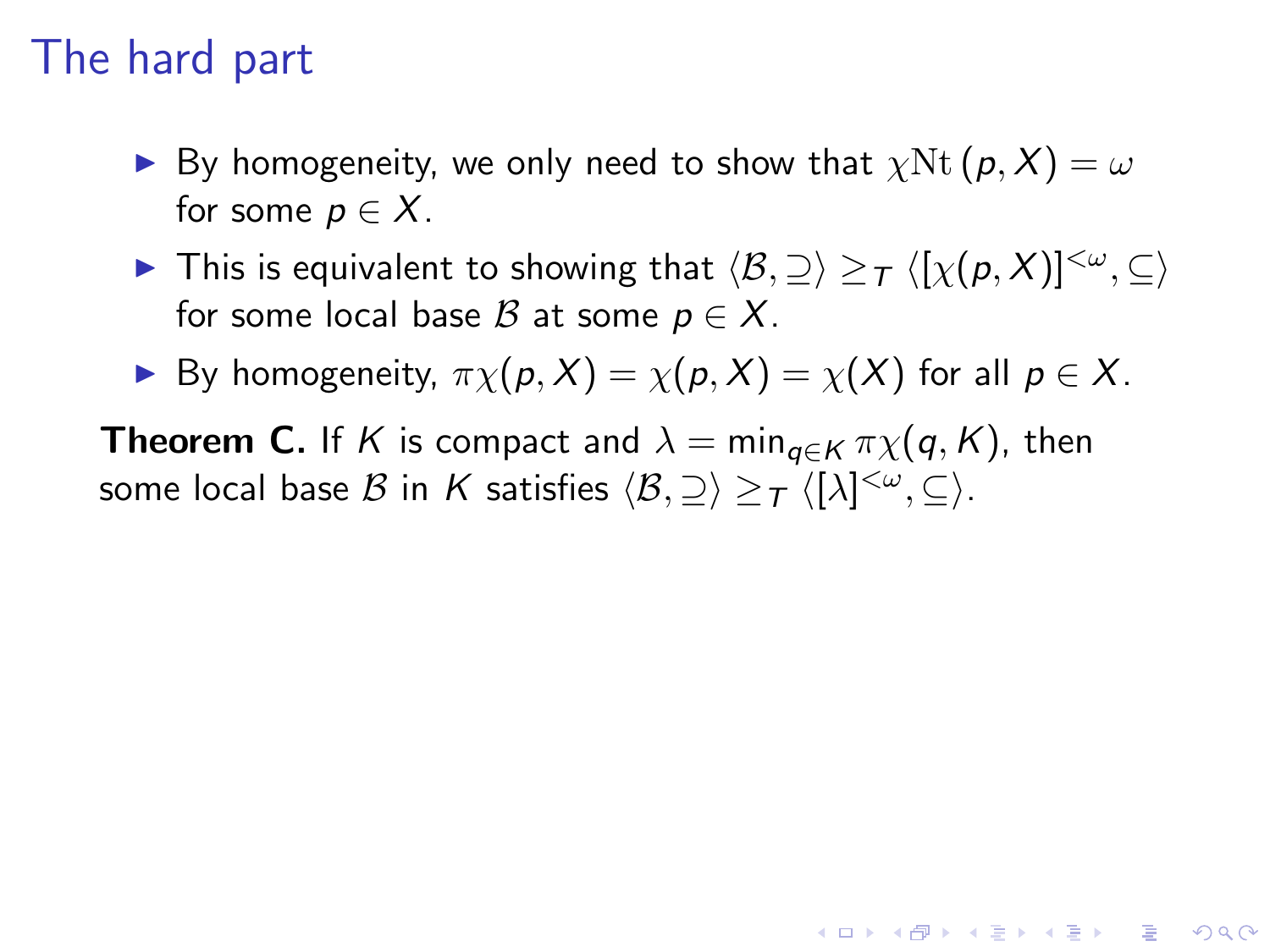# The hard part

- By homogeneity, we only need to show that $\chi\mathrm{Nt}\,(p, X) = \omega$ for some $p \in X$.
- This is equivalent to showing that $\langle \mathcal{B}, \supseteq \rangle \geq_T \langle [\chi(p, X)]^{<\omega}, \subseteq \rangle$ for some local base $\mathcal{B}$ at some $p \in X$.
- By homogeneity, $\pi\chi(p, X) = \chi(p, X) = \chi(X)$ for all $p \in X$.

**Theorem C.** If $K$ is compact and $\lambda = \min_{q \in K} \pi\chi(q, K)$, then some local base $\mathcal{B}$ in $K$ satisfies $\langle \mathcal{B}, \supseteq \rangle \geq_T \langle [\lambda]^{<\omega}, \subseteq \rangle$.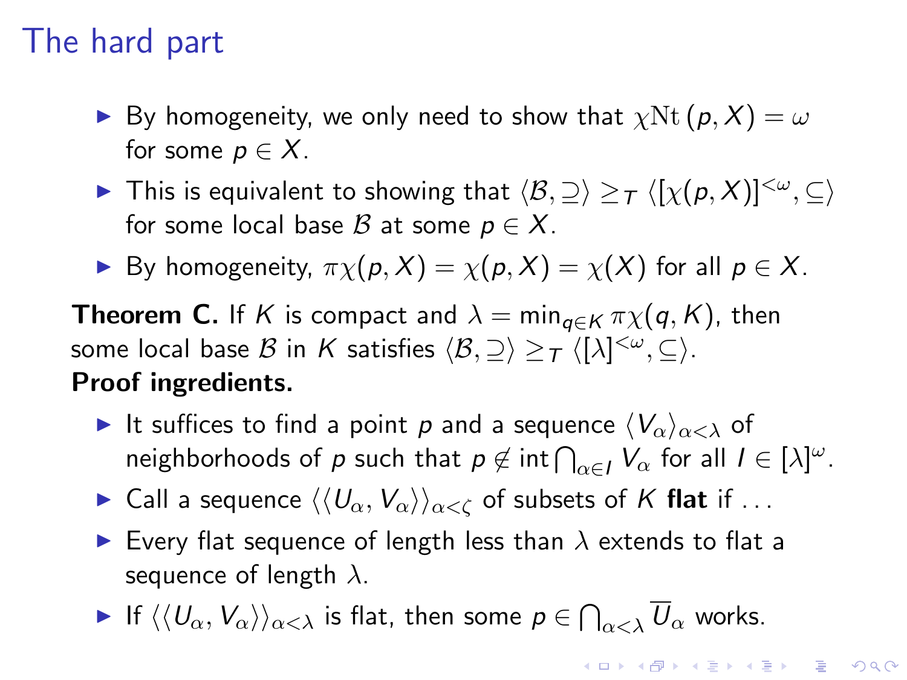# The hard part

- By homogeneity, we only need to show that $\chi\mathrm{Nt}\,(p, X) = \omega$ for some $p \in X$.
- This is equivalent to showing that $\langle \mathcal{B}, \supseteq \rangle \geq_T \langle [\chi(p, X)]^{<\omega}, \subseteq \rangle$ for some local base $\mathcal{B}$ at some $p \in X$.
- By homogeneity, $\pi\chi(p, X) = \chi(p, X) = \chi(X)$ for all $p \in X$.

**Theorem C.** If $K$ is compact and $\lambda = \min_{q \in K} \pi\chi(q, K)$, then some local base $\mathcal{B}$ in $K$ satisfies $\langle \mathcal{B}, \supseteq \rangle \geq_T \langle [\lambda]^{<\omega}, \subseteq \rangle$.

**Proof ingredients.**

- It suffices to find a point $p$ and a sequence $\langle V_\alpha \rangle_{\alpha < \lambda}$ of neighborhoods of $p$ such that $p \notin \operatorname{int} \bigcap_{\alpha \in I} V_\alpha$ for all $I \in [\lambda]^\omega$.
- Call a sequence $\langle \langle U_\alpha, V_\alpha \rangle \rangle_{\alpha < \zeta}$ of subsets of $K$ **flat** if ...
- Every flat sequence of length less than $\lambda$ extends to flat a sequence of length $\lambda$.
- If $\langle \langle U_\alpha, V_\alpha \rangle \rangle_{\alpha < \lambda}$ is flat, then some $p \in \bigcap_{\alpha < \lambda} \overline{U}_\alpha$ works.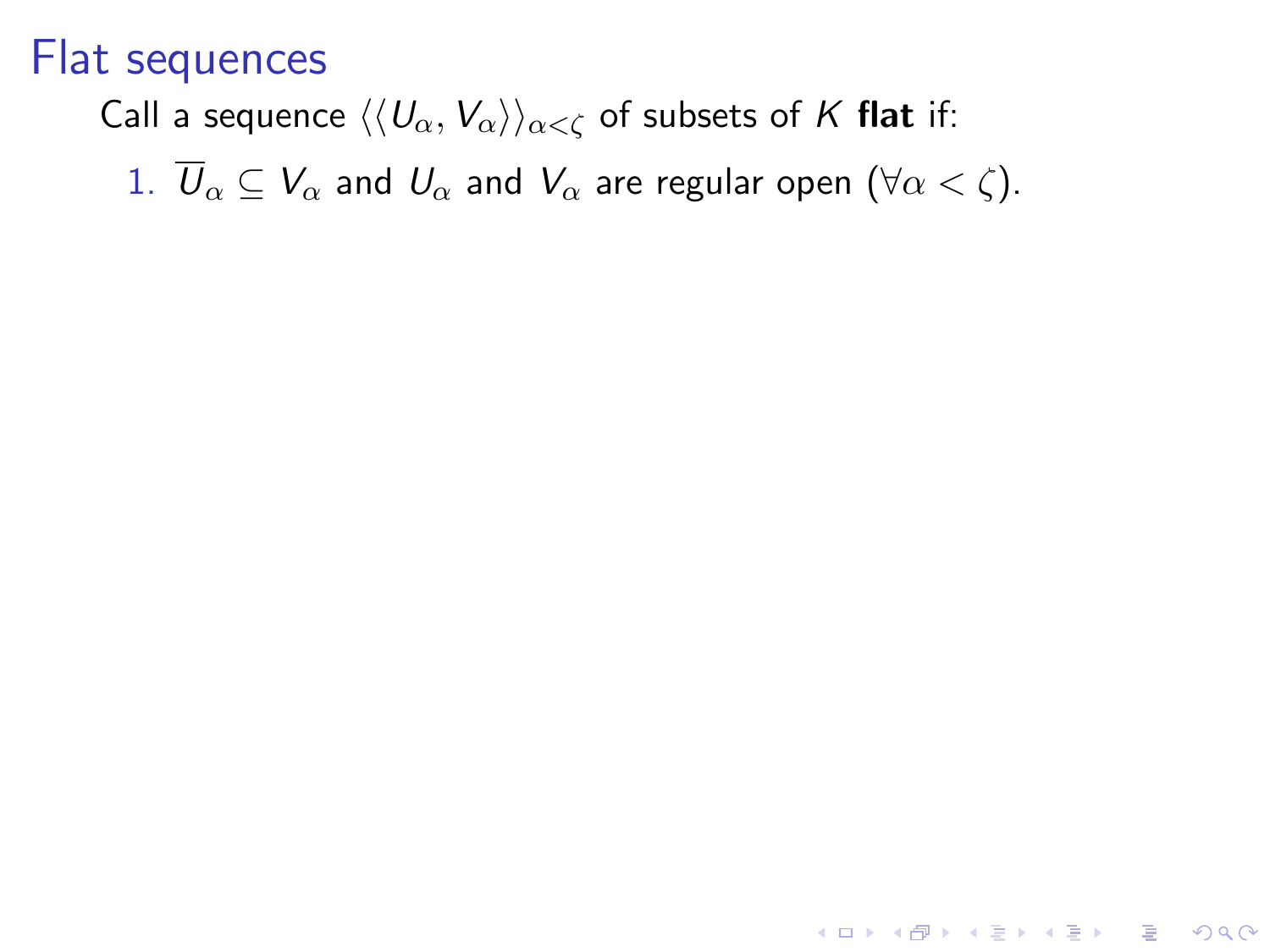# Flat sequences

Call a sequence $\langle\langle U_\alpha, V_\alpha\rangle\rangle_{\alpha<\zeta}$ of subsets of $K$ **flat** if:

1. $\overline{U}_\alpha \subseteq V_\alpha$ and $U_\alpha$ and $V_\alpha$ are regular open $(\forall \alpha < \zeta)$.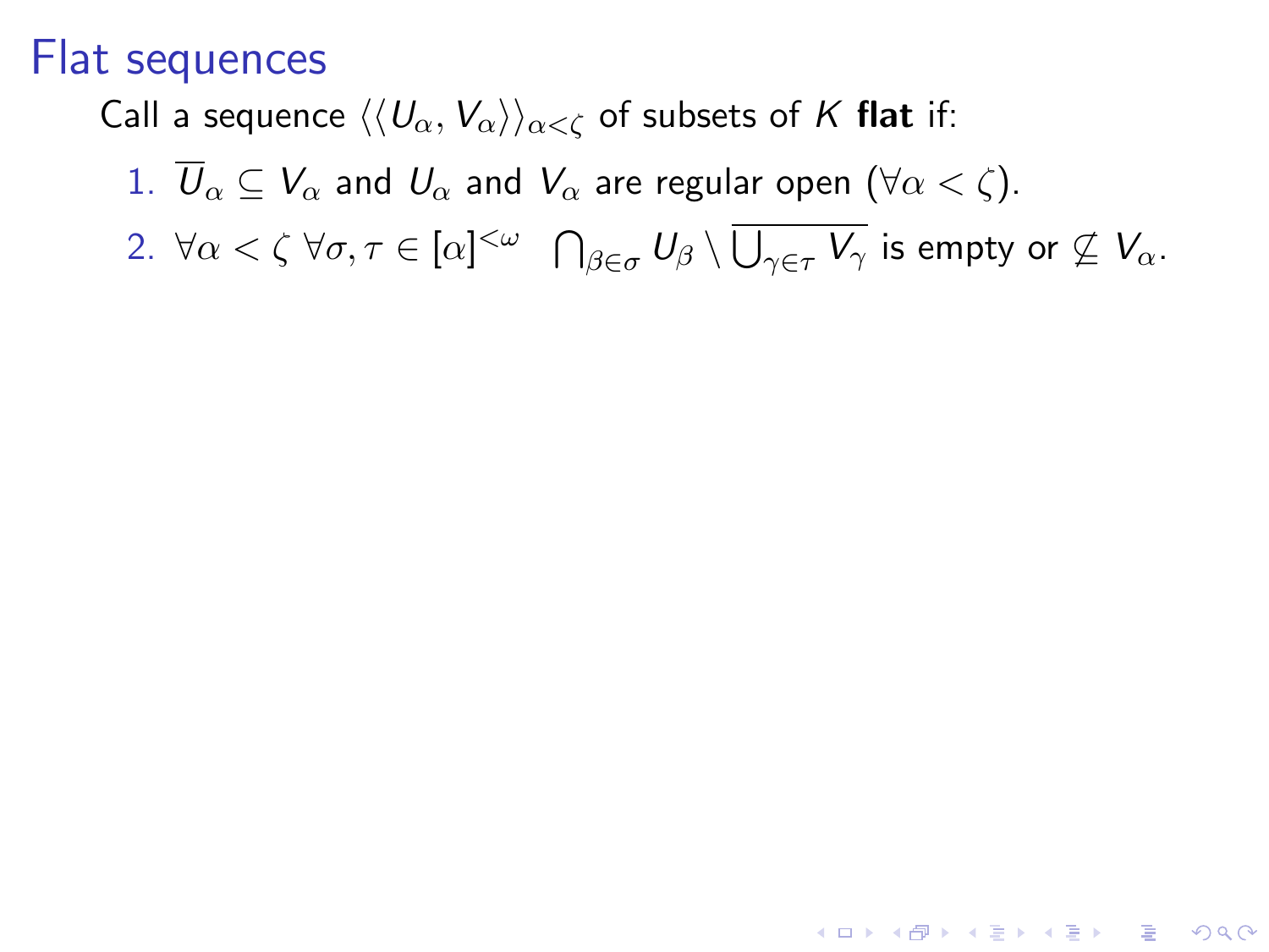# Flat sequences

Call a sequence $\langle\langle U_\alpha, V_\alpha\rangle\rangle_{\alpha<\zeta}$ of subsets of $K$ **flat** if:

1. $\overline{U}_\alpha \subseteq V_\alpha$ and $U_\alpha$ and $V_\alpha$ are regular open $(\forall \alpha < \zeta)$.
2. $\forall \alpha < \zeta \; \forall \sigma, \tau \in [\alpha]^{<\omega} \quad \bigcap_{\beta\in\sigma} U_\beta \setminus \overline{\bigcup_{\gamma\in\tau} V_\gamma}$ is empty or $\not\subseteq V_\alpha$.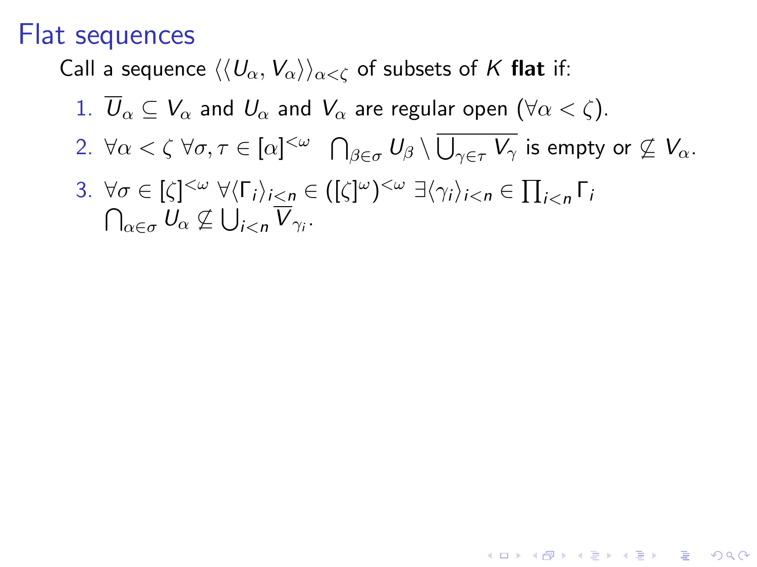# Flat sequences

Call a sequence $\langle\langle U_\alpha, V_\alpha\rangle\rangle_{\alpha<\zeta}$ of subsets of $K$ **flat** if:

1. $\overline{U}_\alpha \subseteq V_\alpha$ and $U_\alpha$ and $V_\alpha$ are regular open $(\forall \alpha < \zeta)$.
2. $\forall \alpha < \zeta \; \forall \sigma, \tau \in [\alpha]^{<\omega} \quad \bigcap_{\beta \in \sigma} U_\beta \setminus \overline{\bigcup_{\gamma \in \tau} V_\gamma}$ is empty or $\not\subseteq V_\alpha$.
3. $\forall \sigma \in [\zeta]^{<\omega} \; \forall \langle \Gamma_i \rangle_{i<n} \in ([\zeta]^\omega)^{<\omega} \; \exists \langle \gamma_i \rangle_{i<n} \in \prod_{i<n} \Gamma_i$ $\bigcap_{\alpha \in \sigma} U_\alpha \not\subseteq \bigcup_{i<n} \overline{V}_{\gamma_i}$.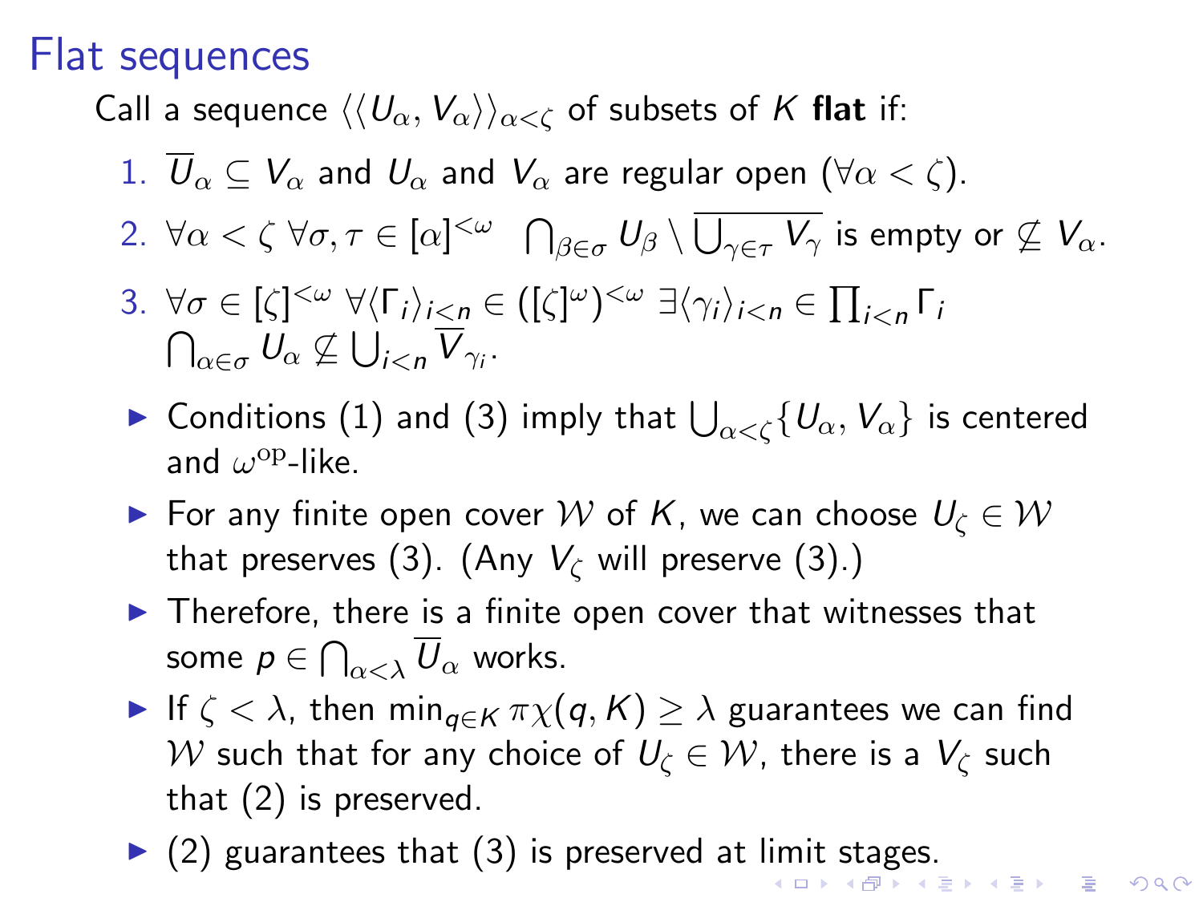# Flat sequences

Call a sequence $\langle\langle U_\alpha, V_\alpha\rangle\rangle_{\alpha<\zeta}$ of subsets of $K$ **flat** if:

1. $\overline{U}_\alpha \subseteq V_\alpha$ and $U_\alpha$ and $V_\alpha$ are regular open ($\forall\alpha < \zeta$).
2. $\forall\alpha < \zeta\ \forall\sigma, \tau \in [\alpha]^{<\omega}\ \ \bigcap_{\beta\in\sigma} U_\beta \setminus \overline{\bigcup_{\gamma\in\tau} V_\gamma}$ is empty or $\not\subseteq V_\alpha$.
3. $\forall\sigma \in [\zeta]^{<\omega}\ \forall\langle\Gamma_i\rangle_{i<n} \in ([\zeta]^\omega)^{<\omega}\ \exists\langle\gamma_i\rangle_{i<n} \in \prod_{i<n}\Gamma_i$ $\bigcap_{\alpha\in\sigma} U_\alpha \not\subseteq \bigcup_{i<n}\overline{V}_{\gamma_i}$.

- Conditions (1) and (3) imply that $\bigcup_{\alpha<\zeta}\{U_\alpha, V_\alpha\}$ is centered and $\omega^{\mathrm{op}}$-like.
- For any finite open cover $\mathcal{W}$ of $K$, we can choose $U_\zeta \in \mathcal{W}$ that preserves (3). (Any $V_\zeta$ will preserve (3).)
- Therefore, there is a finite open cover that witnesses that some $p \in \bigcap_{\alpha<\lambda}\overline{U}_\alpha$ works.
- If $\zeta < \lambda$, then $\min_{q\in K}\pi\chi(q, K) \geq \lambda$ guarantees we can find $\mathcal{W}$ such that for any choice of $U_\zeta \in \mathcal{W}$, there is a $V_\zeta$ such that (2) is preserved.
- (2) guarantees that (3) is preserved at limit stages.